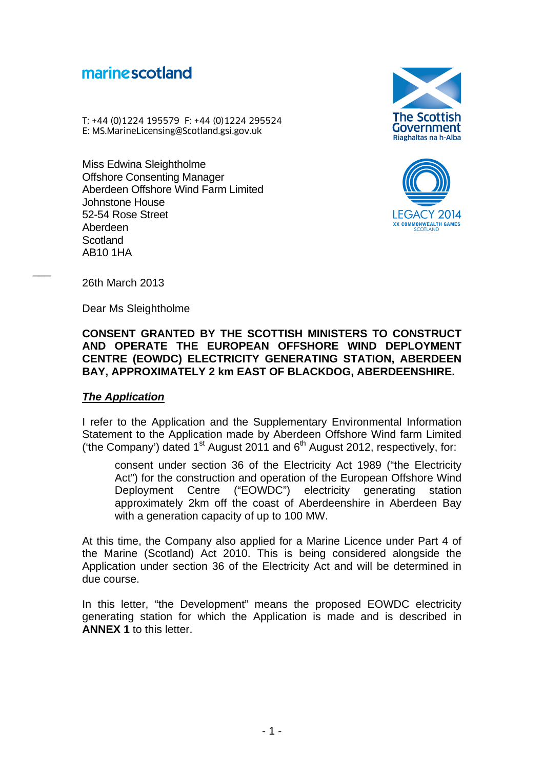marinescotland

T: +44 (0)1224 195579 F: +44 (0)1224 295524
E: MS.MarineLicensing@Scotland.gsi.gov.uk

The Scottish Government
Riaghaltas na h-Alba

LEGACY 2014
XX COMMONWEALTH GAMES
SCOTLAND

Miss Edwina Sleightholme
Offshore Consenting Manager
Aberdeen Offshore Wind Farm Limited
Johnstone House
52-54 Rose Street
Aberdeen
Scotland
AB10 1HA

26th March 2013

Dear Ms Sleightholme

**CONSENT GRANTED BY THE SCOTTISH MINISTERS TO CONSTRUCT AND OPERATE THE EUROPEAN OFFSHORE WIND DEPLOYMENT CENTRE (EOWDC) ELECTRICITY GENERATING STATION, ABERDEEN BAY, APPROXIMATELY 2 km EAST OF BLACKDOG, ABERDEENSHIRE.**

***The Application***

I refer to the Application and the Supplementary Environmental Information Statement to the Application made by Aberdeen Offshore Wind farm Limited ('the Company') dated 1st August 2011 and 6th August 2012, respectively, for:

> consent under section 36 of the Electricity Act 1989 ("the Electricity Act") for the construction and operation of the European Offshore Wind Deployment Centre ("EOWDC") electricity generating station approximately 2km off the coast of Aberdeenshire in Aberdeen Bay with a generation capacity of up to 100 MW.

At this time, the Company also applied for a Marine Licence under Part 4 of the Marine (Scotland) Act 2010. This is being considered alongside the Application under section 36 of the Electricity Act and will be determined in due course.

In this letter, "the Development" means the proposed EOWDC electricity generating station for which the Application is made and is described in **ANNEX 1** to this letter.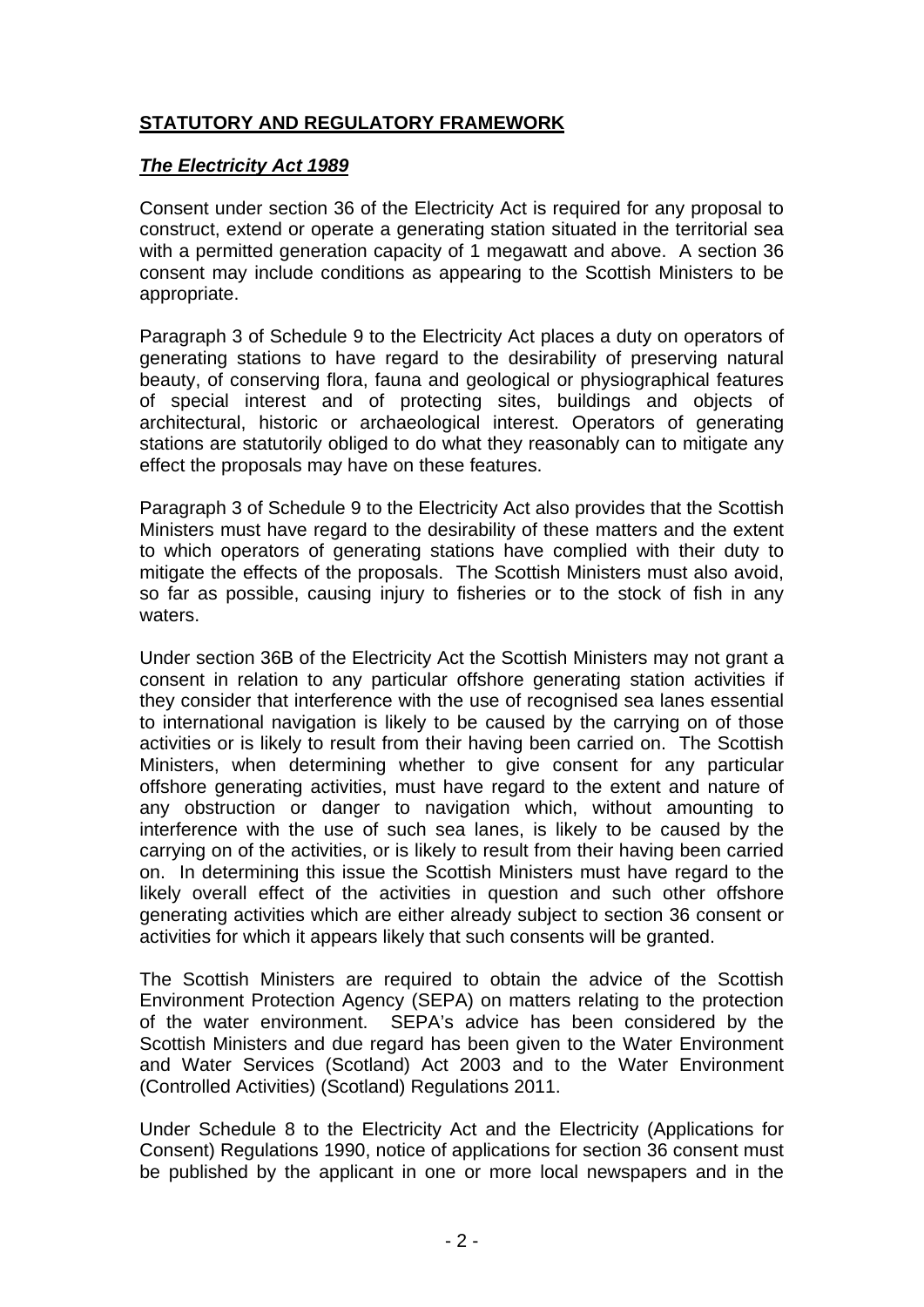## **STATUTORY AND REGULATORY FRAMEWORK**

### ***The Electricity Act 1989***

Consent under section 36 of the Electricity Act is required for any proposal to construct, extend or operate a generating station situated in the territorial sea with a permitted generation capacity of 1 megawatt and above. A section 36 consent may include conditions as appearing to the Scottish Ministers to be appropriate.

Paragraph 3 of Schedule 9 to the Electricity Act places a duty on operators of generating stations to have regard to the desirability of preserving natural beauty, of conserving flora, fauna and geological or physiographical features of special interest and of protecting sites, buildings and objects of architectural, historic or archaeological interest. Operators of generating stations are statutorily obliged to do what they reasonably can to mitigate any effect the proposals may have on these features.

Paragraph 3 of Schedule 9 to the Electricity Act also provides that the Scottish Ministers must have regard to the desirability of these matters and the extent to which operators of generating stations have complied with their duty to mitigate the effects of the proposals. The Scottish Ministers must also avoid, so far as possible, causing injury to fisheries or to the stock of fish in any waters.

Under section 36B of the Electricity Act the Scottish Ministers may not grant a consent in relation to any particular offshore generating station activities if they consider that interference with the use of recognised sea lanes essential to international navigation is likely to be caused by the carrying on of those activities or is likely to result from their having been carried on. The Scottish Ministers, when determining whether to give consent for any particular offshore generating activities, must have regard to the extent and nature of any obstruction or danger to navigation which, without amounting to interference with the use of such sea lanes, is likely to be caused by the carrying on of the activities, or is likely to result from their having been carried on. In determining this issue the Scottish Ministers must have regard to the likely overall effect of the activities in question and such other offshore generating activities which are either already subject to section 36 consent or activities for which it appears likely that such consents will be granted.

The Scottish Ministers are required to obtain the advice of the Scottish Environment Protection Agency (SEPA) on matters relating to the protection of the water environment. SEPA's advice has been considered by the Scottish Ministers and due regard has been given to the Water Environment and Water Services (Scotland) Act 2003 and to the Water Environment (Controlled Activities) (Scotland) Regulations 2011.

Under Schedule 8 to the Electricity Act and the Electricity (Applications for Consent) Regulations 1990, notice of applications for section 36 consent must be published by the applicant in one or more local newspapers and in the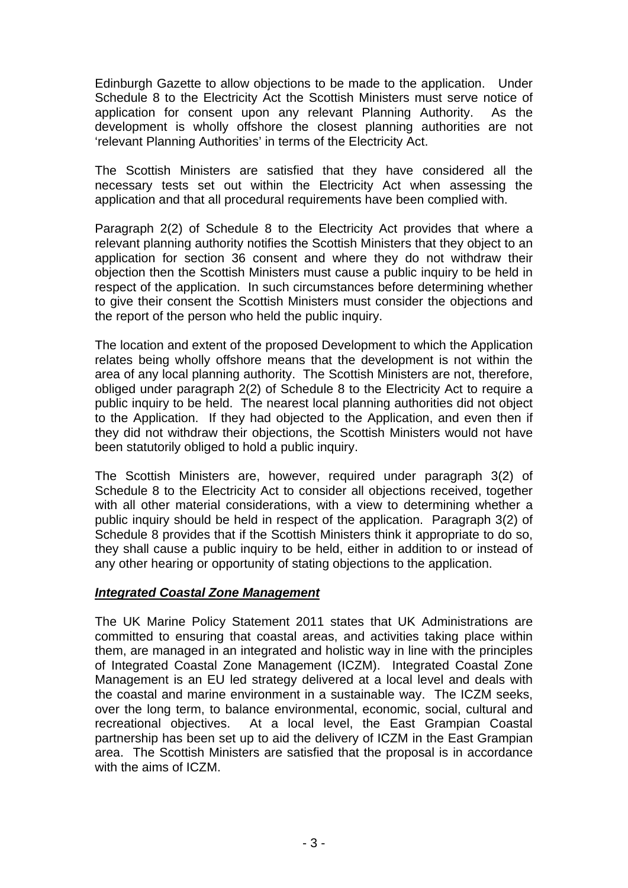Edinburgh Gazette to allow objections to be made to the application. Under Schedule 8 to the Electricity Act the Scottish Ministers must serve notice of application for consent upon any relevant Planning Authority. As the development is wholly offshore the closest planning authorities are not 'relevant Planning Authorities' in terms of the Electricity Act.

The Scottish Ministers are satisfied that they have considered all the necessary tests set out within the Electricity Act when assessing the application and that all procedural requirements have been complied with.

Paragraph 2(2) of Schedule 8 to the Electricity Act provides that where a relevant planning authority notifies the Scottish Ministers that they object to an application for section 36 consent and where they do not withdraw their objection then the Scottish Ministers must cause a public inquiry to be held in respect of the application. In such circumstances before determining whether to give their consent the Scottish Ministers must consider the objections and the report of the person who held the public inquiry.

The location and extent of the proposed Development to which the Application relates being wholly offshore means that the development is not within the area of any local planning authority. The Scottish Ministers are not, therefore, obliged under paragraph 2(2) of Schedule 8 to the Electricity Act to require a public inquiry to be held. The nearest local planning authorities did not object to the Application. If they had objected to the Application, and even then if they did not withdraw their objections, the Scottish Ministers would not have been statutorily obliged to hold a public inquiry.

The Scottish Ministers are, however, required under paragraph 3(2) of Schedule 8 to the Electricity Act to consider all objections received, together with all other material considerations, with a view to determining whether a public inquiry should be held in respect of the application. Paragraph 3(2) of Schedule 8 provides that if the Scottish Ministers think it appropriate to do so, they shall cause a public inquiry to be held, either in addition to or instead of any other hearing or opportunity of stating objections to the application.

***Integrated Coastal Zone Management***

The UK Marine Policy Statement 2011 states that UK Administrations are committed to ensuring that coastal areas, and activities taking place within them, are managed in an integrated and holistic way in line with the principles of Integrated Coastal Zone Management (ICZM). Integrated Coastal Zone Management is an EU led strategy delivered at a local level and deals with the coastal and marine environment in a sustainable way. The ICZM seeks, over the long term, to balance environmental, economic, social, cultural and recreational objectives. At a local level, the East Grampian Coastal partnership has been set up to aid the delivery of ICZM in the East Grampian area. The Scottish Ministers are satisfied that the proposal is in accordance with the aims of ICZM.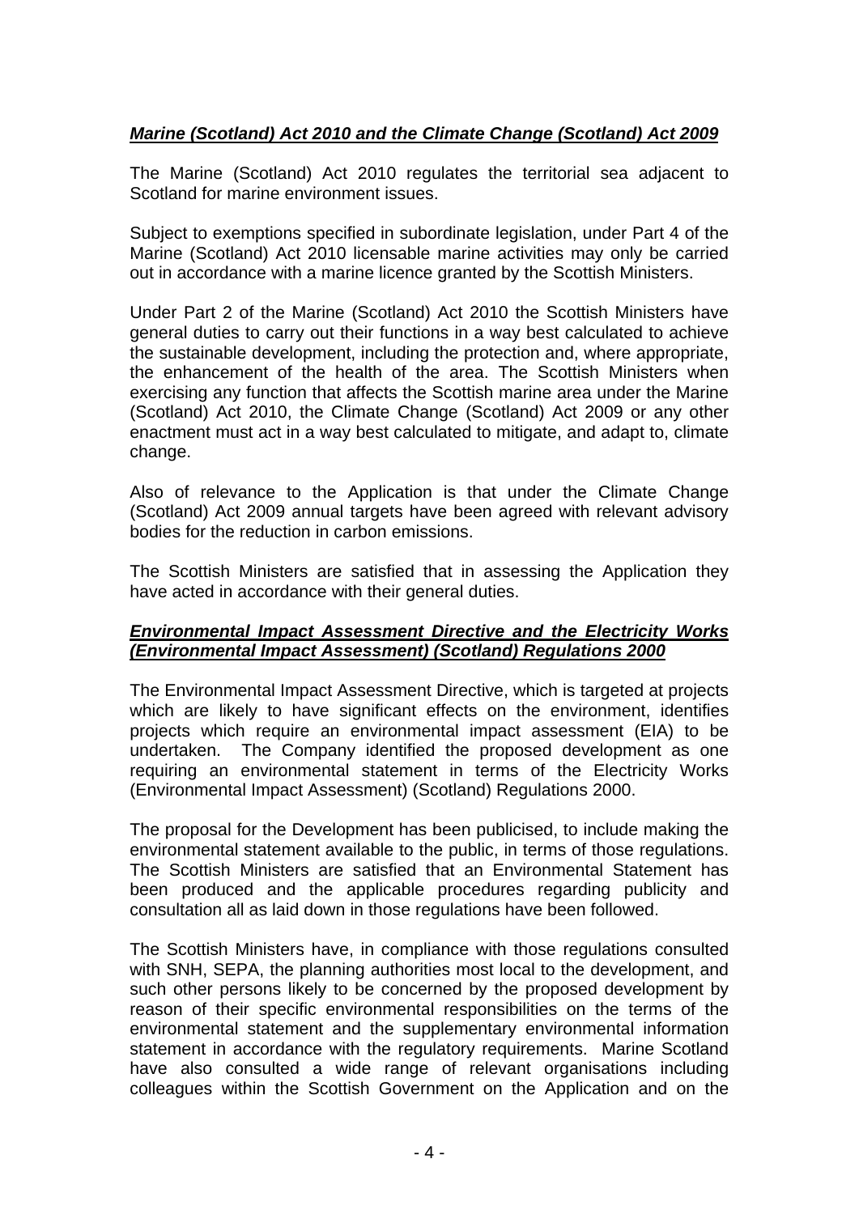***Marine (Scotland) Act 2010 and the Climate Change (Scotland) Act 2009***

The Marine (Scotland) Act 2010 regulates the territorial sea adjacent to Scotland for marine environment issues.

Subject to exemptions specified in subordinate legislation, under Part 4 of the Marine (Scotland) Act 2010 licensable marine activities may only be carried out in accordance with a marine licence granted by the Scottish Ministers.

Under Part 2 of the Marine (Scotland) Act 2010 the Scottish Ministers have general duties to carry out their functions in a way best calculated to achieve the sustainable development, including the protection and, where appropriate, the enhancement of the health of the area. The Scottish Ministers when exercising any function that affects the Scottish marine area under the Marine (Scotland) Act 2010, the Climate Change (Scotland) Act 2009 or any other enactment must act in a way best calculated to mitigate, and adapt to, climate change.

Also of relevance to the Application is that under the Climate Change (Scotland) Act 2009 annual targets have been agreed with relevant advisory bodies for the reduction in carbon emissions.

The Scottish Ministers are satisfied that in assessing the Application they have acted in accordance with their general duties.

***Environmental Impact Assessment Directive and the Electricity Works (Environmental Impact Assessment) (Scotland) Regulations 2000***

The Environmental Impact Assessment Directive, which is targeted at projects which are likely to have significant effects on the environment, identifies projects which require an environmental impact assessment (EIA) to be undertaken. The Company identified the proposed development as one requiring an environmental statement in terms of the Electricity Works (Environmental Impact Assessment) (Scotland) Regulations 2000.

The proposal for the Development has been publicised, to include making the environmental statement available to the public, in terms of those regulations. The Scottish Ministers are satisfied that an Environmental Statement has been produced and the applicable procedures regarding publicity and consultation all as laid down in those regulations have been followed.

The Scottish Ministers have, in compliance with those regulations consulted with SNH, SEPA, the planning authorities most local to the development, and such other persons likely to be concerned by the proposed development by reason of their specific environmental responsibilities on the terms of the environmental statement and the supplementary environmental information statement in accordance with the regulatory requirements. Marine Scotland have also consulted a wide range of relevant organisations including colleagues within the Scottish Government on the Application and on the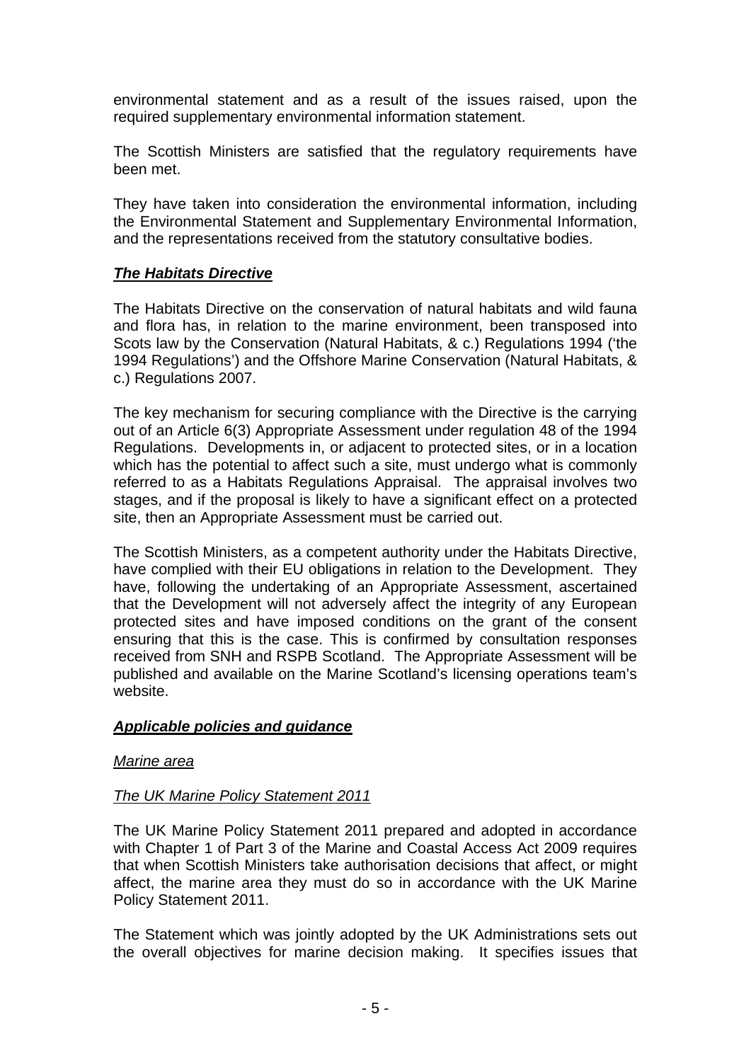environmental statement and as a result of the issues raised, upon the required supplementary environmental information statement.

The Scottish Ministers are satisfied that the regulatory requirements have been met.

They have taken into consideration the environmental information, including the Environmental Statement and Supplementary Environmental Information, and the representations received from the statutory consultative bodies.

***The Habitats Directive***

The Habitats Directive on the conservation of natural habitats and wild fauna and flora has, in relation to the marine environment, been transposed into Scots law by the Conservation (Natural Habitats, & c.) Regulations 1994 ('the 1994 Regulations') and the Offshore Marine Conservation (Natural Habitats, & c.) Regulations 2007.

The key mechanism for securing compliance with the Directive is the carrying out of an Article 6(3) Appropriate Assessment under regulation 48 of the 1994 Regulations. Developments in, or adjacent to protected sites, or in a location which has the potential to affect such a site, must undergo what is commonly referred to as a Habitats Regulations Appraisal. The appraisal involves two stages, and if the proposal is likely to have a significant effect on a protected site, then an Appropriate Assessment must be carried out.

The Scottish Ministers, as a competent authority under the Habitats Directive, have complied with their EU obligations in relation to the Development. They have, following the undertaking of an Appropriate Assessment, ascertained that the Development will not adversely affect the integrity of any European protected sites and have imposed conditions on the grant of the consent ensuring that this is the case. This is confirmed by consultation responses received from SNH and RSPB Scotland. The Appropriate Assessment will be published and available on the Marine Scotland's licensing operations team's website.

***Applicable policies and guidance***

*Marine area*

*The UK Marine Policy Statement 2011*

The UK Marine Policy Statement 2011 prepared and adopted in accordance with Chapter 1 of Part 3 of the Marine and Coastal Access Act 2009 requires that when Scottish Ministers take authorisation decisions that affect, or might affect, the marine area they must do so in accordance with the UK Marine Policy Statement 2011.

The Statement which was jointly adopted by the UK Administrations sets out the overall objectives for marine decision making. It specifies issues that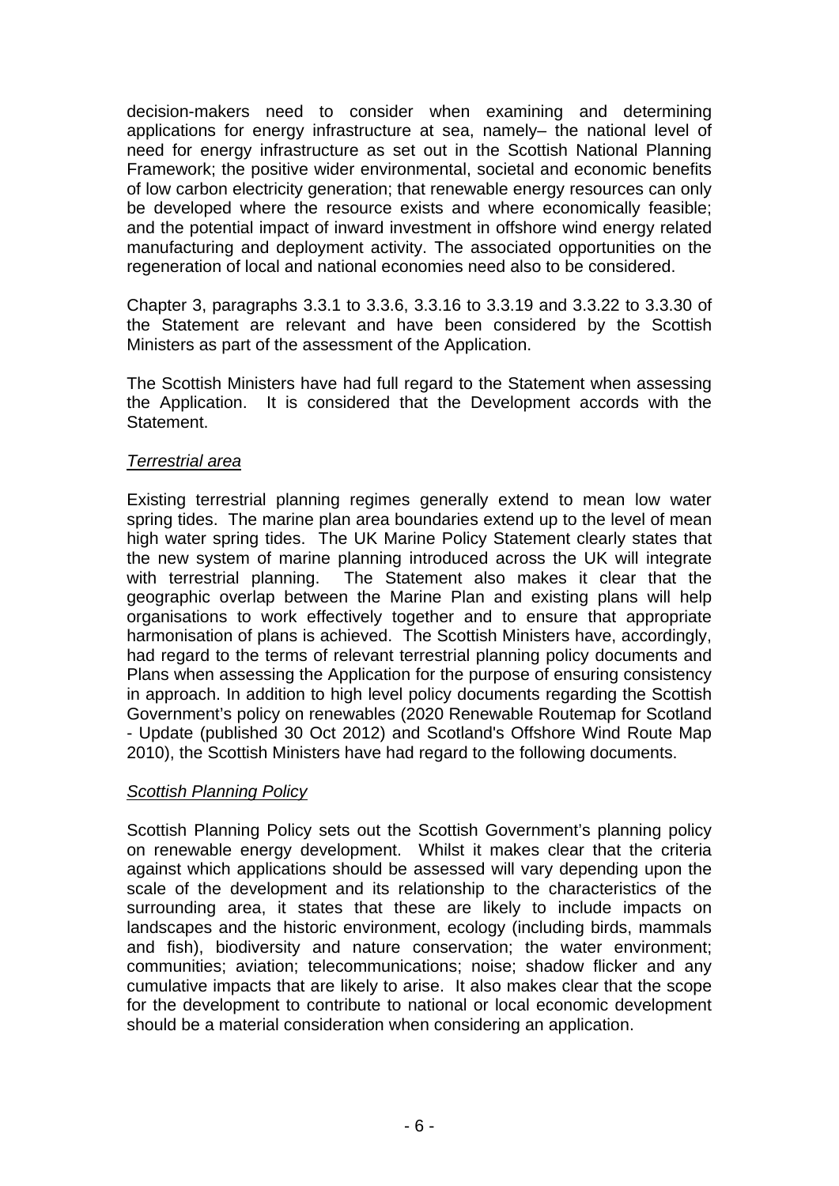decision-makers need to consider when examining and determining applications for energy infrastructure at sea, namely– the national level of need for energy infrastructure as set out in the Scottish National Planning Framework; the positive wider environmental, societal and economic benefits of low carbon electricity generation; that renewable energy resources can only be developed where the resource exists and where economically feasible; and the potential impact of inward investment in offshore wind energy related manufacturing and deployment activity. The associated opportunities on the regeneration of local and national economies need also to be considered.

Chapter 3, paragraphs 3.3.1 to 3.3.6, 3.3.16 to 3.3.19 and 3.3.22 to 3.3.30 of the Statement are relevant and have been considered by the Scottish Ministers as part of the assessment of the Application.

The Scottish Ministers have had full regard to the Statement when assessing the Application. It is considered that the Development accords with the Statement.

*Terrestrial area*

Existing terrestrial planning regimes generally extend to mean low water spring tides. The marine plan area boundaries extend up to the level of mean high water spring tides. The UK Marine Policy Statement clearly states that the new system of marine planning introduced across the UK will integrate with terrestrial planning. The Statement also makes it clear that the geographic overlap between the Marine Plan and existing plans will help organisations to work effectively together and to ensure that appropriate harmonisation of plans is achieved. The Scottish Ministers have, accordingly, had regard to the terms of relevant terrestrial planning policy documents and Plans when assessing the Application for the purpose of ensuring consistency in approach. In addition to high level policy documents regarding the Scottish Government's policy on renewables (2020 Renewable Routemap for Scotland - Update (published 30 Oct 2012) and Scotland's Offshore Wind Route Map 2010), the Scottish Ministers have had regard to the following documents.

*Scottish Planning Policy*

Scottish Planning Policy sets out the Scottish Government's planning policy on renewable energy development. Whilst it makes clear that the criteria against which applications should be assessed will vary depending upon the scale of the development and its relationship to the characteristics of the surrounding area, it states that these are likely to include impacts on landscapes and the historic environment, ecology (including birds, mammals and fish), biodiversity and nature conservation; the water environment; communities; aviation; telecommunications; noise; shadow flicker and any cumulative impacts that are likely to arise. It also makes clear that the scope for the development to contribute to national or local economic development should be a material consideration when considering an application.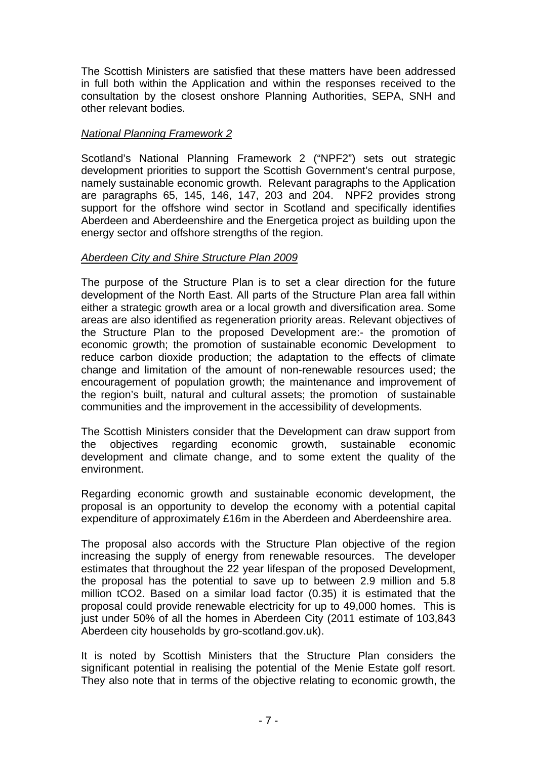The Scottish Ministers are satisfied that these matters have been addressed in full both within the Application and within the responses received to the consultation by the closest onshore Planning Authorities, SEPA, SNH and other relevant bodies.

*National Planning Framework 2*

Scotland's National Planning Framework 2 ("NPF2") sets out strategic development priorities to support the Scottish Government's central purpose, namely sustainable economic growth. Relevant paragraphs to the Application are paragraphs 65, 145, 146, 147, 203 and 204. NPF2 provides strong support for the offshore wind sector in Scotland and specifically identifies Aberdeen and Aberdeenshire and the Energetica project as building upon the energy sector and offshore strengths of the region.

*Aberdeen City and Shire Structure Plan 2009*

The purpose of the Structure Plan is to set a clear direction for the future development of the North East. All parts of the Structure Plan area fall within either a strategic growth area or a local growth and diversification area. Some areas are also identified as regeneration priority areas. Relevant objectives of the Structure Plan to the proposed Development are:- the promotion of economic growth; the promotion of sustainable economic Development to reduce carbon dioxide production; the adaptation to the effects of climate change and limitation of the amount of non-renewable resources used; the encouragement of population growth; the maintenance and improvement of the region's built, natural and cultural assets; the promotion of sustainable communities and the improvement in the accessibility of developments.

The Scottish Ministers consider that the Development can draw support from the objectives regarding economic growth, sustainable economic development and climate change, and to some extent the quality of the environment.

Regarding economic growth and sustainable economic development, the proposal is an opportunity to develop the economy with a potential capital expenditure of approximately £16m in the Aberdeen and Aberdeenshire area.

The proposal also accords with the Structure Plan objective of the region increasing the supply of energy from renewable resources. The developer estimates that throughout the 22 year lifespan of the proposed Development, the proposal has the potential to save up to between 2.9 million and 5.8 million $tCO_2$. Based on a similar load factor (0.35) it is estimated that the proposal could provide renewable electricity for up to 49,000 homes. This is just under 50% of all the homes in Aberdeen City (2011 estimate of 103,843 Aberdeen city households by gro-scotland.gov.uk).

It is noted by Scottish Ministers that the Structure Plan considers the significant potential in realising the potential of the Menie Estate golf resort. They also note that in terms of the objective relating to economic growth, the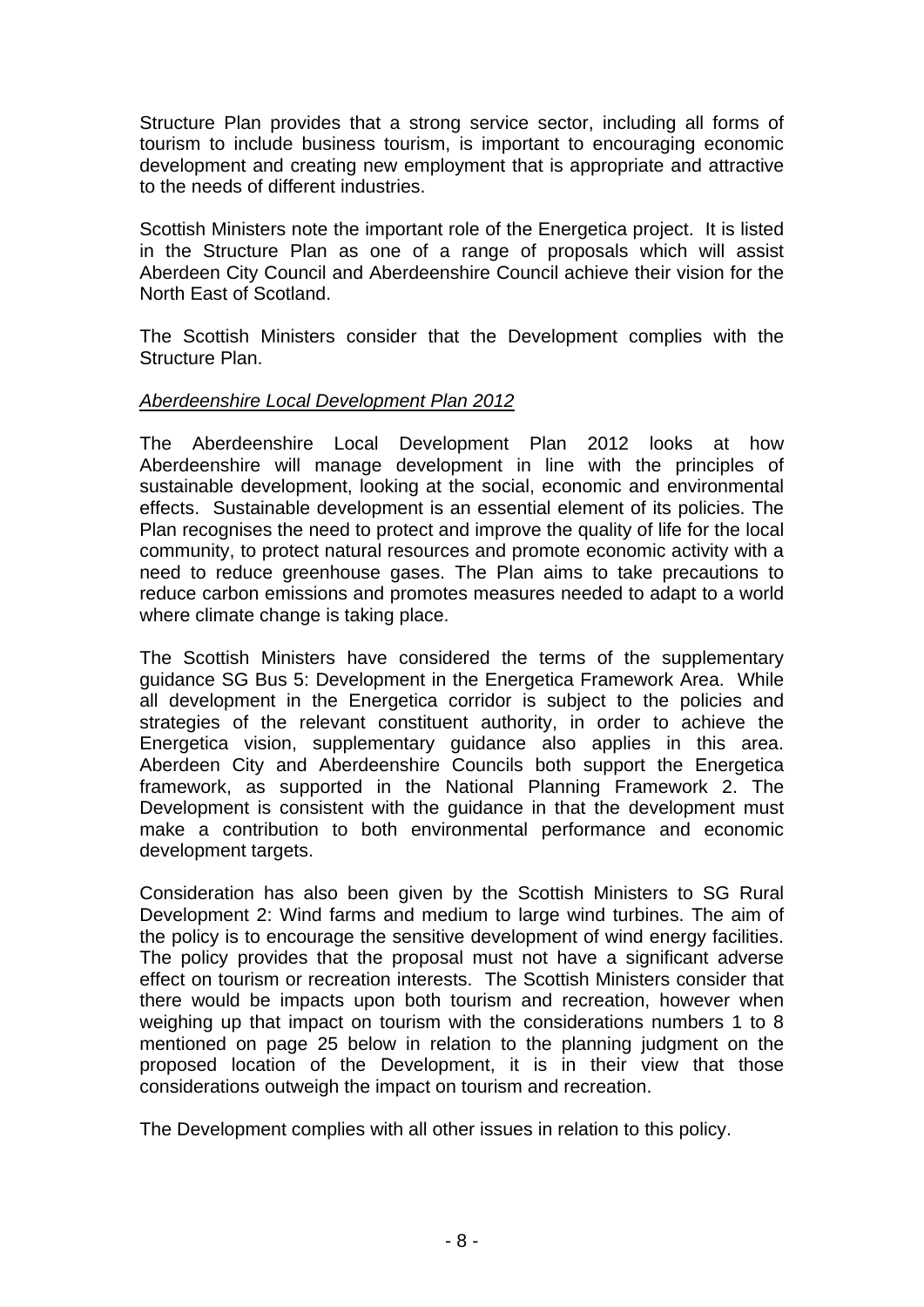Structure Plan provides that a strong service sector, including all forms of tourism to include business tourism, is important to encouraging economic development and creating new employment that is appropriate and attractive to the needs of different industries.

Scottish Ministers note the important role of the Energetica project. It is listed in the Structure Plan as one of a range of proposals which will assist Aberdeen City Council and Aberdeenshire Council achieve their vision for the North East of Scotland.

The Scottish Ministers consider that the Development complies with the Structure Plan.

*Aberdeenshire Local Development Plan 2012*

The Aberdeenshire Local Development Plan 2012 looks at how Aberdeenshire will manage development in line with the principles of sustainable development, looking at the social, economic and environmental effects. Sustainable development is an essential element of its policies. The Plan recognises the need to protect and improve the quality of life for the local community, to protect natural resources and promote economic activity with a need to reduce greenhouse gases. The Plan aims to take precautions to reduce carbon emissions and promotes measures needed to adapt to a world where climate change is taking place.

The Scottish Ministers have considered the terms of the supplementary guidance SG Bus 5: Development in the Energetica Framework Area. While all development in the Energetica corridor is subject to the policies and strategies of the relevant constituent authority, in order to achieve the Energetica vision, supplementary guidance also applies in this area. Aberdeen City and Aberdeenshire Councils both support the Energetica framework, as supported in the National Planning Framework 2. The Development is consistent with the guidance in that the development must make a contribution to both environmental performance and economic development targets.

Consideration has also been given by the Scottish Ministers to SG Rural Development 2: Wind farms and medium to large wind turbines. The aim of the policy is to encourage the sensitive development of wind energy facilities. The policy provides that the proposal must not have a significant adverse effect on tourism or recreation interests. The Scottish Ministers consider that there would be impacts upon both tourism and recreation, however when weighing up that impact on tourism with the considerations numbers 1 to 8 mentioned on page 25 below in relation to the planning judgment on the proposed location of the Development, it is in their view that those considerations outweigh the impact on tourism and recreation.

The Development complies with all other issues in relation to this policy.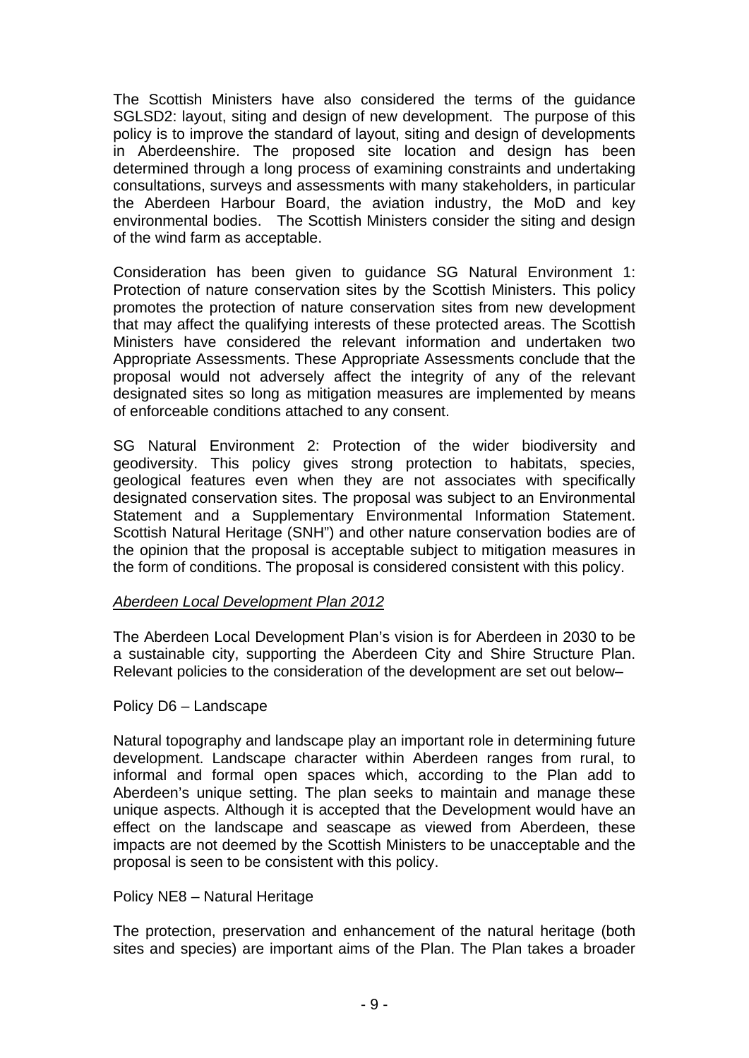The Scottish Ministers have also considered the terms of the guidance SGLSD2: layout, siting and design of new development. The purpose of this policy is to improve the standard of layout, siting and design of developments in Aberdeenshire. The proposed site location and design has been determined through a long process of examining constraints and undertaking consultations, surveys and assessments with many stakeholders, in particular the Aberdeen Harbour Board, the aviation industry, the MoD and key environmental bodies. The Scottish Ministers consider the siting and design of the wind farm as acceptable.

Consideration has been given to guidance SG Natural Environment 1: Protection of nature conservation sites by the Scottish Ministers. This policy promotes the protection of nature conservation sites from new development that may affect the qualifying interests of these protected areas. The Scottish Ministers have considered the relevant information and undertaken two Appropriate Assessments. These Appropriate Assessments conclude that the proposal would not adversely affect the integrity of any of the relevant designated sites so long as mitigation measures are implemented by means of enforceable conditions attached to any consent.

SG Natural Environment 2: Protection of the wider biodiversity and geodiversity. This policy gives strong protection to habitats, species, geological features even when they are not associates with specifically designated conservation sites. The proposal was subject to an Environmental Statement and a Supplementary Environmental Information Statement. Scottish Natural Heritage (SNH") and other nature conservation bodies are of the opinion that the proposal is acceptable subject to mitigation measures in the form of conditions. The proposal is considered consistent with this policy.

*Aberdeen Local Development Plan 2012*

The Aberdeen Local Development Plan's vision is for Aberdeen in 2030 to be a sustainable city, supporting the Aberdeen City and Shire Structure Plan. Relevant policies to the consideration of the development are set out below–

Policy D6 – Landscape

Natural topography and landscape play an important role in determining future development. Landscape character within Aberdeen ranges from rural, to informal and formal open spaces which, according to the Plan add to Aberdeen's unique setting. The plan seeks to maintain and manage these unique aspects. Although it is accepted that the Development would have an effect on the landscape and seascape as viewed from Aberdeen, these impacts are not deemed by the Scottish Ministers to be unacceptable and the proposal is seen to be consistent with this policy.

Policy NE8 – Natural Heritage

The protection, preservation and enhancement of the natural heritage (both sites and species) are important aims of the Plan. The Plan takes a broader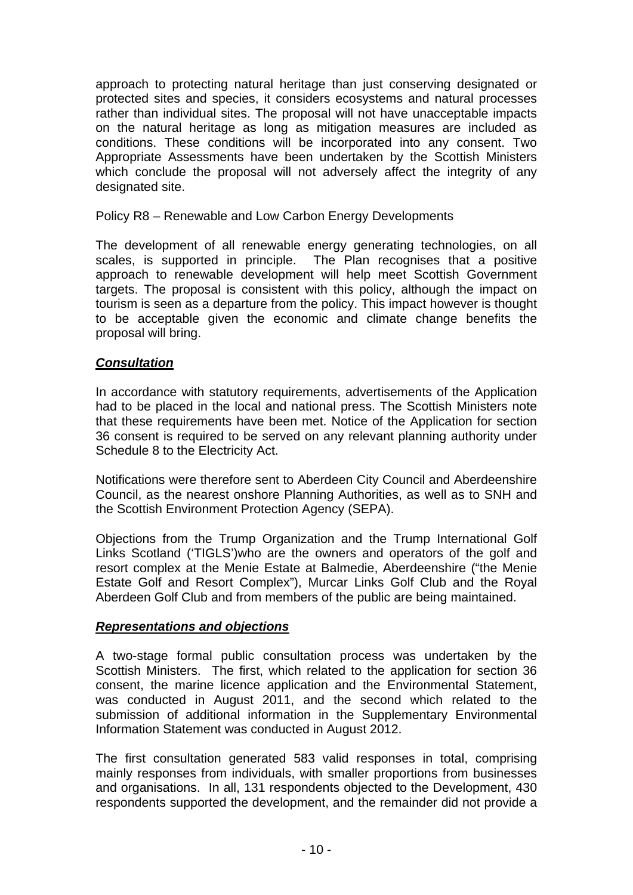approach to protecting natural heritage than just conserving designated or protected sites and species, it considers ecosystems and natural processes rather than individual sites. The proposal will not have unacceptable impacts on the natural heritage as long as mitigation measures are included as conditions. These conditions will be incorporated into any consent. Two Appropriate Assessments have been undertaken by the Scottish Ministers which conclude the proposal will not adversely affect the integrity of any designated site.

Policy R8 – Renewable and Low Carbon Energy Developments

The development of all renewable energy generating technologies, on all scales, is supported in principle. The Plan recognises that a positive approach to renewable development will help meet Scottish Government targets. The proposal is consistent with this policy, although the impact on tourism is seen as a departure from the policy. This impact however is thought to be acceptable given the economic and climate change benefits the proposal will bring.

***Consultation***

In accordance with statutory requirements, advertisements of the Application had to be placed in the local and national press. The Scottish Ministers note that these requirements have been met. Notice of the Application for section 36 consent is required to be served on any relevant planning authority under Schedule 8 to the Electricity Act.

Notifications were therefore sent to Aberdeen City Council and Aberdeenshire Council, as the nearest onshore Planning Authorities, as well as to SNH and the Scottish Environment Protection Agency (SEPA).

Objections from the Trump Organization and the Trump International Golf Links Scotland ('TIGLS')who are the owners and operators of the golf and resort complex at the Menie Estate at Balmedie, Aberdeenshire ("the Menie Estate Golf and Resort Complex"), Murcar Links Golf Club and the Royal Aberdeen Golf Club and from members of the public are being maintained.

***Representations and objections***

A two-stage formal public consultation process was undertaken by the Scottish Ministers. The first, which related to the application for section 36 consent, the marine licence application and the Environmental Statement, was conducted in August 2011, and the second which related to the submission of additional information in the Supplementary Environmental Information Statement was conducted in August 2012.

The first consultation generated 583 valid responses in total, comprising mainly responses from individuals, with smaller proportions from businesses and organisations. In all, 131 respondents objected to the Development, 430 respondents supported the development, and the remainder did not provide a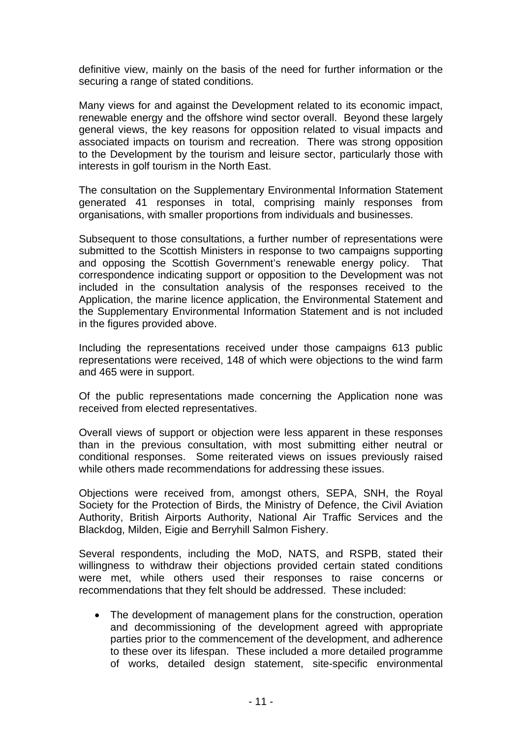definitive view, mainly on the basis of the need for further information or the securing a range of stated conditions.

Many views for and against the Development related to its economic impact, renewable energy and the offshore wind sector overall. Beyond these largely general views, the key reasons for opposition related to visual impacts and associated impacts on tourism and recreation. There was strong opposition to the Development by the tourism and leisure sector, particularly those with interests in golf tourism in the North East.

The consultation on the Supplementary Environmental Information Statement generated 41 responses in total, comprising mainly responses from organisations, with smaller proportions from individuals and businesses.

Subsequent to those consultations, a further number of representations were submitted to the Scottish Ministers in response to two campaigns supporting and opposing the Scottish Government's renewable energy policy. That correspondence indicating support or opposition to the Development was not included in the consultation analysis of the responses received to the Application, the marine licence application, the Environmental Statement and the Supplementary Environmental Information Statement and is not included in the figures provided above.

Including the representations received under those campaigns 613 public representations were received, 148 of which were objections to the wind farm and 465 were in support.

Of the public representations made concerning the Application none was received from elected representatives.

Overall views of support or objection were less apparent in these responses than in the previous consultation, with most submitting either neutral or conditional responses. Some reiterated views on issues previously raised while others made recommendations for addressing these issues.

Objections were received from, amongst others, SEPA, SNH, the Royal Society for the Protection of Birds, the Ministry of Defence, the Civil Aviation Authority, British Airports Authority, National Air Traffic Services and the Blackdog, Milden, Eigie and Berryhill Salmon Fishery.

Several respondents, including the MoD, NATS, and RSPB, stated their willingness to withdraw their objections provided certain stated conditions were met, while others used their responses to raise concerns or recommendations that they felt should be addressed. These included:

- The development of management plans for the construction, operation and decommissioning of the development agreed with appropriate parties prior to the commencement of the development, and adherence to these over its lifespan. These included a more detailed programme of works, detailed design statement, site-specific environmental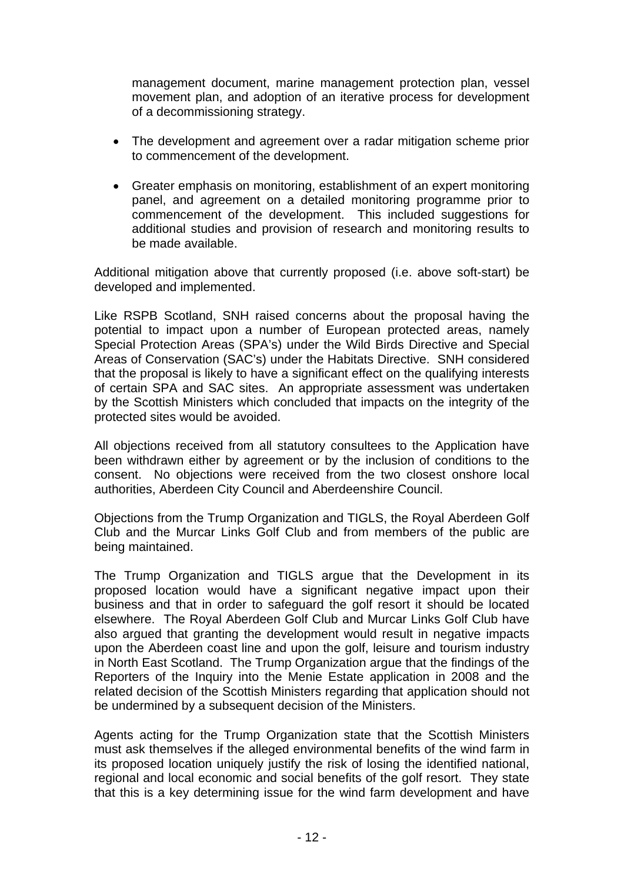management document, marine management protection plan, vessel movement plan, and adoption of an iterative process for development of a decommissioning strategy.

- The development and agreement over a radar mitigation scheme prior to commencement of the development.
- Greater emphasis on monitoring, establishment of an expert monitoring panel, and agreement on a detailed monitoring programme prior to commencement of the development. This included suggestions for additional studies and provision of research and monitoring results to be made available.

Additional mitigation above that currently proposed (i.e. above soft-start) be developed and implemented.

Like RSPB Scotland, SNH raised concerns about the proposal having the potential to impact upon a number of European protected areas, namely Special Protection Areas (SPA's) under the Wild Birds Directive and Special Areas of Conservation (SAC's) under the Habitats Directive. SNH considered that the proposal is likely to have a significant effect on the qualifying interests of certain SPA and SAC sites. An appropriate assessment was undertaken by the Scottish Ministers which concluded that impacts on the integrity of the protected sites would be avoided.

All objections received from all statutory consultees to the Application have been withdrawn either by agreement or by the inclusion of conditions to the consent. No objections were received from the two closest onshore local authorities, Aberdeen City Council and Aberdeenshire Council.

Objections from the Trump Organization and TIGLS, the Royal Aberdeen Golf Club and the Murcar Links Golf Club and from members of the public are being maintained.

The Trump Organization and TIGLS argue that the Development in its proposed location would have a significant negative impact upon their business and that in order to safeguard the golf resort it should be located elsewhere. The Royal Aberdeen Golf Club and Murcar Links Golf Club have also argued that granting the development would result in negative impacts upon the Aberdeen coast line and upon the golf, leisure and tourism industry in North East Scotland. The Trump Organization argue that the findings of the Reporters of the Inquiry into the Menie Estate application in 2008 and the related decision of the Scottish Ministers regarding that application should not be undermined by a subsequent decision of the Ministers.

Agents acting for the Trump Organization state that the Scottish Ministers must ask themselves if the alleged environmental benefits of the wind farm in its proposed location uniquely justify the risk of losing the identified national, regional and local economic and social benefits of the golf resort. They state that this is a key determining issue for the wind farm development and have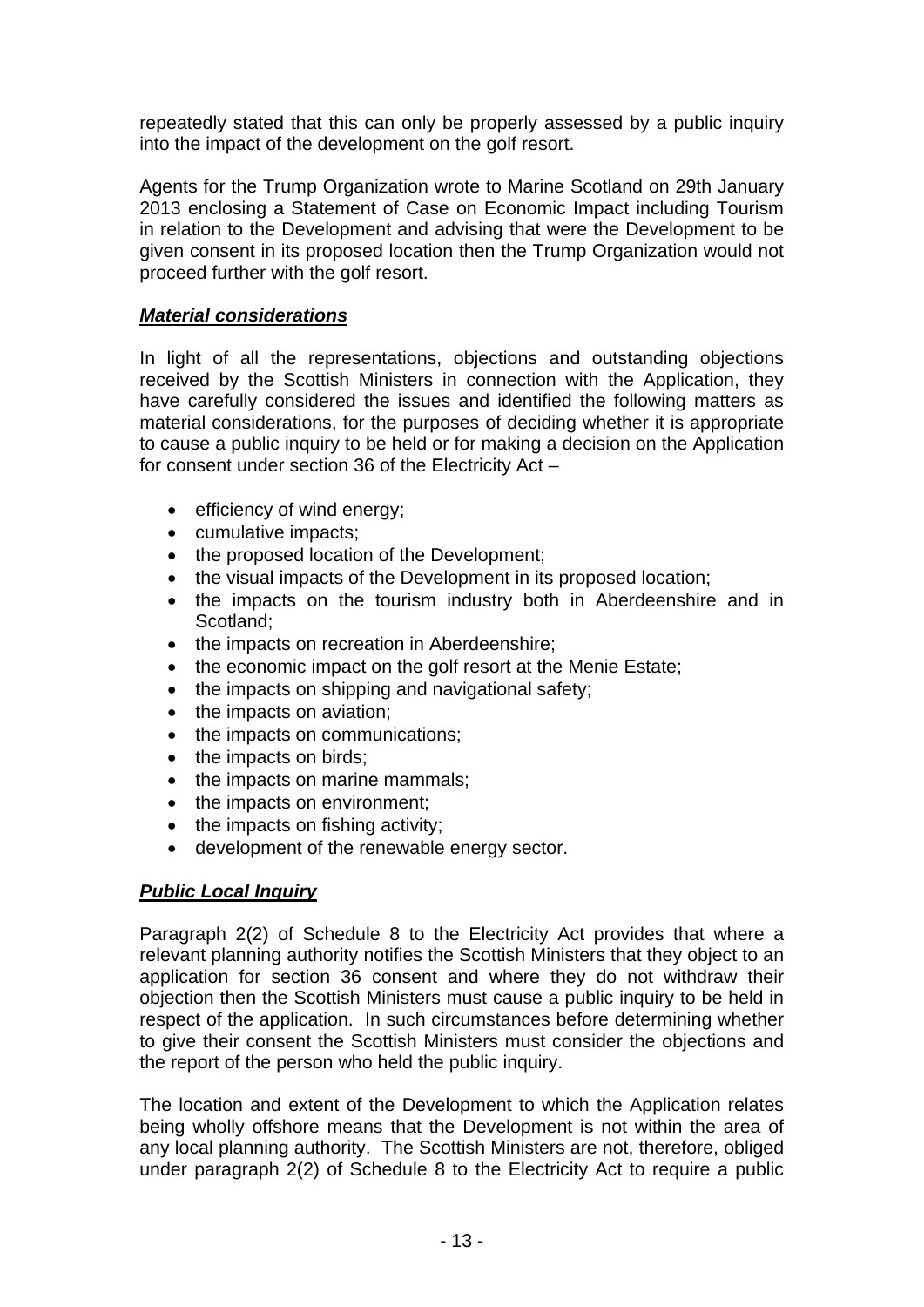repeatedly stated that this can only be properly assessed by a public inquiry into the impact of the development on the golf resort.

Agents for the Trump Organization wrote to Marine Scotland on 29th January 2013 enclosing a Statement of Case on Economic Impact including Tourism in relation to the Development and advising that were the Development to be given consent in its proposed location then the Trump Organization would not proceed further with the golf resort.

***Material considerations***

In light of all the representations, objections and outstanding objections received by the Scottish Ministers in connection with the Application, they have carefully considered the issues and identified the following matters as material considerations, for the purposes of deciding whether it is appropriate to cause a public inquiry to be held or for making a decision on the Application for consent under section 36 of the Electricity Act –

- efficiency of wind energy;
- cumulative impacts;
- the proposed location of the Development;
- the visual impacts of the Development in its proposed location;
- the impacts on the tourism industry both in Aberdeenshire and in Scotland;
- the impacts on recreation in Aberdeenshire;
- the economic impact on the golf resort at the Menie Estate;
- the impacts on shipping and navigational safety;
- the impacts on aviation;
- the impacts on communications;
- the impacts on birds;
- the impacts on marine mammals;
- the impacts on environment;
- the impacts on fishing activity;
- development of the renewable energy sector.

***Public Local Inquiry***

Paragraph 2(2) of Schedule 8 to the Electricity Act provides that where a relevant planning authority notifies the Scottish Ministers that they object to an application for section 36 consent and where they do not withdraw their objection then the Scottish Ministers must cause a public inquiry to be held in respect of the application. In such circumstances before determining whether to give their consent the Scottish Ministers must consider the objections and the report of the person who held the public inquiry.

The location and extent of the Development to which the Application relates being wholly offshore means that the Development is not within the area of any local planning authority. The Scottish Ministers are not, therefore, obliged under paragraph 2(2) of Schedule 8 to the Electricity Act to require a public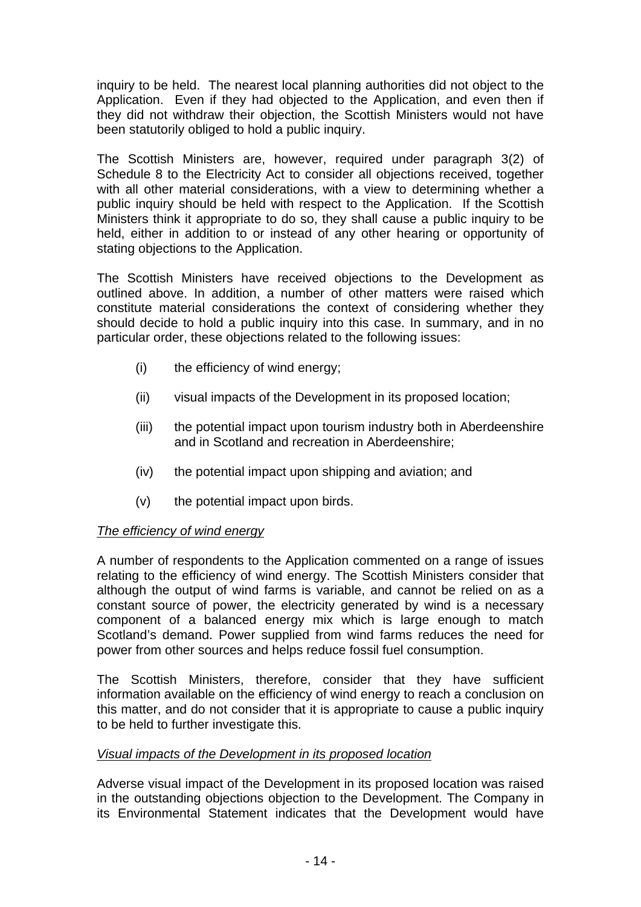inquiry to be held. The nearest local planning authorities did not object to the Application. Even if they had objected to the Application, and even then if they did not withdraw their objection, the Scottish Ministers would not have been statutorily obliged to hold a public inquiry.

The Scottish Ministers are, however, required under paragraph 3(2) of Schedule 8 to the Electricity Act to consider all objections received, together with all other material considerations, with a view to determining whether a public inquiry should be held with respect to the Application. If the Scottish Ministers think it appropriate to do so, they shall cause a public inquiry to be held, either in addition to or instead of any other hearing or opportunity of stating objections to the Application.

The Scottish Ministers have received objections to the Development as outlined above. In addition, a number of other matters were raised which constitute material considerations the context of considering whether they should decide to hold a public inquiry into this case. In summary, and in no particular order, these objections related to the following issues:

- (i) the efficiency of wind energy;
- (ii) visual impacts of the Development in its proposed location;
- (iii) the potential impact upon tourism industry both in Aberdeenshire and in Scotland and recreation in Aberdeenshire;
- (iv) the potential impact upon shipping and aviation; and
- (v) the potential impact upon birds.

*The efficiency of wind energy*

A number of respondents to the Application commented on a range of issues relating to the efficiency of wind energy. The Scottish Ministers consider that although the output of wind farms is variable, and cannot be relied on as a constant source of power, the electricity generated by wind is a necessary component of a balanced energy mix which is large enough to match Scotland's demand. Power supplied from wind farms reduces the need for power from other sources and helps reduce fossil fuel consumption.

The Scottish Ministers, therefore, consider that they have sufficient information available on the efficiency of wind energy to reach a conclusion on this matter, and do not consider that it is appropriate to cause a public inquiry to be held to further investigate this.

*Visual impacts of the Development in its proposed location*

Adverse visual impact of the Development in its proposed location was raised in the outstanding objections objection to the Development. The Company in its Environmental Statement indicates that the Development would have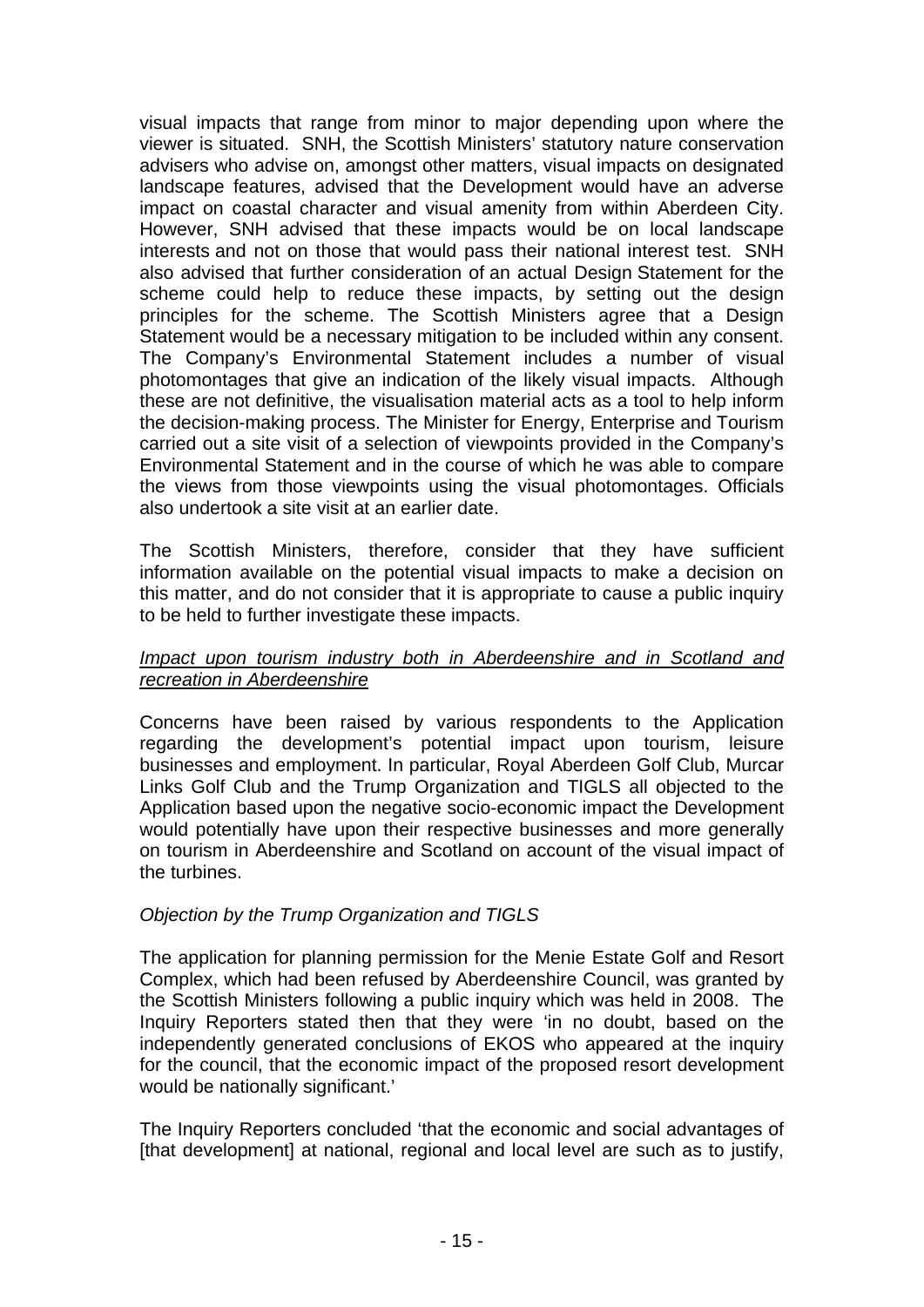visual impacts that range from minor to major depending upon where the viewer is situated. SNH, the Scottish Ministers' statutory nature conservation advisers who advise on, amongst other matters, visual impacts on designated landscape features, advised that the Development would have an adverse impact on coastal character and visual amenity from within Aberdeen City. However, SNH advised that these impacts would be on local landscape interests and not on those that would pass their national interest test. SNH also advised that further consideration of an actual Design Statement for the scheme could help to reduce these impacts, by setting out the design principles for the scheme. The Scottish Ministers agree that a Design Statement would be a necessary mitigation to be included within any consent. The Company's Environmental Statement includes a number of visual photomontages that give an indication of the likely visual impacts. Although these are not definitive, the visualisation material acts as a tool to help inform the decision-making process. The Minister for Energy, Enterprise and Tourism carried out a site visit of a selection of viewpoints provided in the Company's Environmental Statement and in the course of which he was able to compare the views from those viewpoints using the visual photomontages. Officials also undertook a site visit at an earlier date.

The Scottish Ministers, therefore, consider that they have sufficient information available on the potential visual impacts to make a decision on this matter, and do not consider that it is appropriate to cause a public inquiry to be held to further investigate these impacts.

*Impact upon tourism industry both in Aberdeenshire and in Scotland and recreation in Aberdeenshire*

Concerns have been raised by various respondents to the Application regarding the development's potential impact upon tourism, leisure businesses and employment. In particular, Royal Aberdeen Golf Club, Murcar Links Golf Club and the Trump Organization and TIGLS all objected to the Application based upon the negative socio-economic impact the Development would potentially have upon their respective businesses and more generally on tourism in Aberdeenshire and Scotland on account of the visual impact of the turbines.

*Objection by the Trump Organization and TIGLS*

The application for planning permission for the Menie Estate Golf and Resort Complex, which had been refused by Aberdeenshire Council, was granted by the Scottish Ministers following a public inquiry which was held in 2008. The Inquiry Reporters stated then that they were 'in no doubt, based on the independently generated conclusions of EKOS who appeared at the inquiry for the council, that the economic impact of the proposed resort development would be nationally significant.'

The Inquiry Reporters concluded 'that the economic and social advantages of [that development] at national, regional and local level are such as to justify,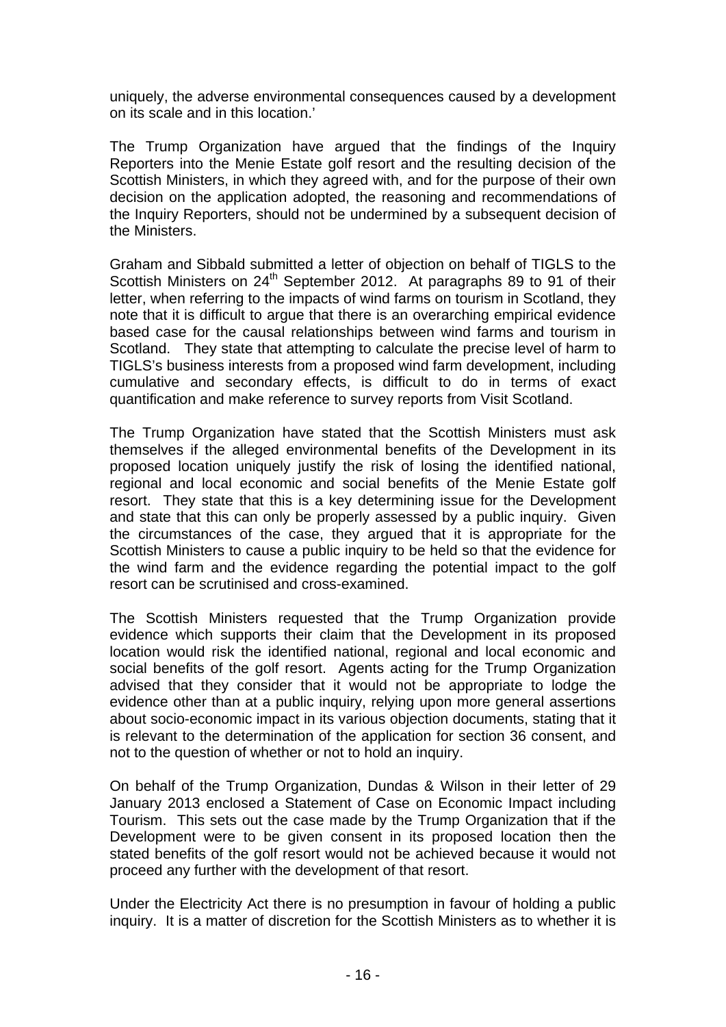uniquely, the adverse environmental consequences caused by a development on its scale and in this location.'

The Trump Organization have argued that the findings of the Inquiry Reporters into the Menie Estate golf resort and the resulting decision of the Scottish Ministers, in which they agreed with, and for the purpose of their own decision on the application adopted, the reasoning and recommendations of the Inquiry Reporters, should not be undermined by a subsequent decision of the Ministers.

Graham and Sibbald submitted a letter of objection on behalf of TIGLS to the Scottish Ministers on 24th September 2012. At paragraphs 89 to 91 of their letter, when referring to the impacts of wind farms on tourism in Scotland, they note that it is difficult to argue that there is an overarching empirical evidence based case for the causal relationships between wind farms and tourism in Scotland. They state that attempting to calculate the precise level of harm to TIGLS's business interests from a proposed wind farm development, including cumulative and secondary effects, is difficult to do in terms of exact quantification and make reference to survey reports from Visit Scotland.

The Trump Organization have stated that the Scottish Ministers must ask themselves if the alleged environmental benefits of the Development in its proposed location uniquely justify the risk of losing the identified national, regional and local economic and social benefits of the Menie Estate golf resort. They state that this is a key determining issue for the Development and state that this can only be properly assessed by a public inquiry. Given the circumstances of the case, they argued that it is appropriate for the Scottish Ministers to cause a public inquiry to be held so that the evidence for the wind farm and the evidence regarding the potential impact to the golf resort can be scrutinised and cross-examined.

The Scottish Ministers requested that the Trump Organization provide evidence which supports their claim that the Development in its proposed location would risk the identified national, regional and local economic and social benefits of the golf resort. Agents acting for the Trump Organization advised that they consider that it would not be appropriate to lodge the evidence other than at a public inquiry, relying upon more general assertions about socio-economic impact in its various objection documents, stating that it is relevant to the determination of the application for section 36 consent, and not to the question of whether or not to hold an inquiry.

On behalf of the Trump Organization, Dundas & Wilson in their letter of 29 January 2013 enclosed a Statement of Case on Economic Impact including Tourism. This sets out the case made by the Trump Organization that if the Development were to be given consent in its proposed location then the stated benefits of the golf resort would not be achieved because it would not proceed any further with the development of that resort.

Under the Electricity Act there is no presumption in favour of holding a public inquiry. It is a matter of discretion for the Scottish Ministers as to whether it is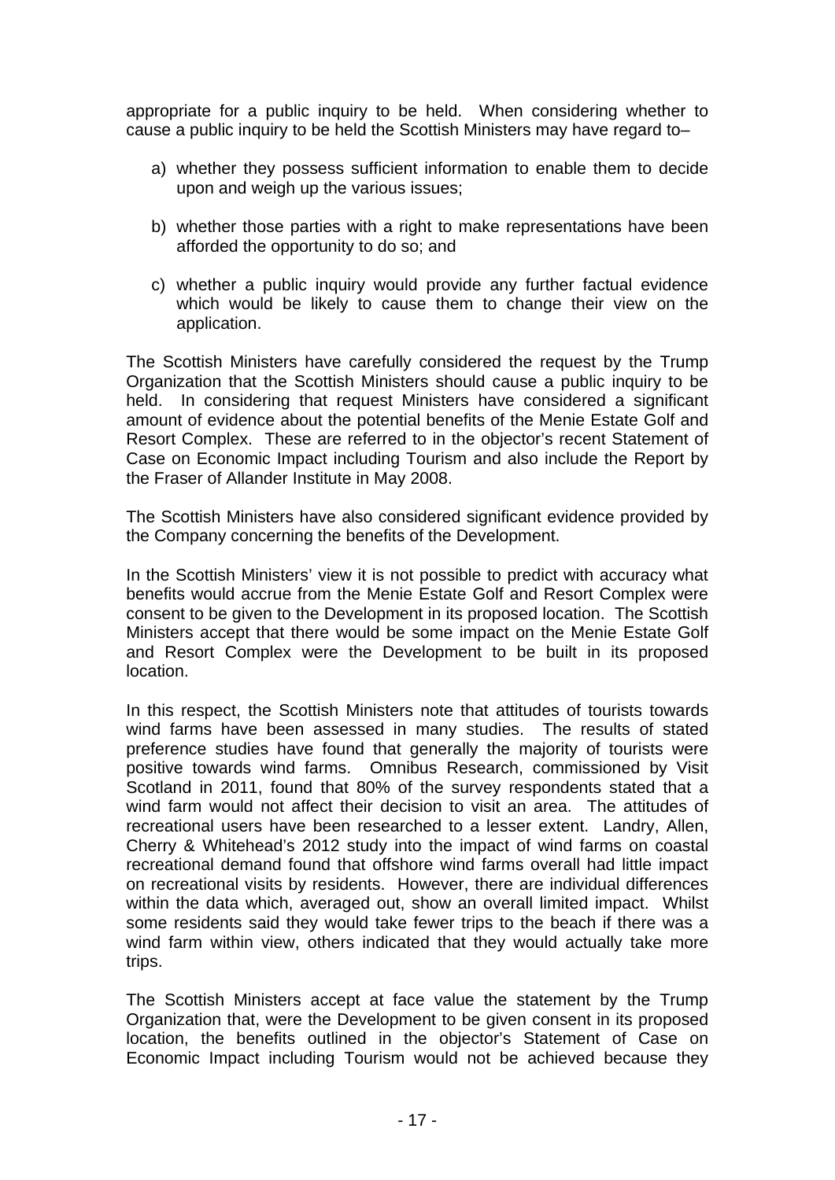appropriate for a public inquiry to be held. When considering whether to cause a public inquiry to be held the Scottish Ministers may have regard to–

a) whether they possess sufficient information to enable them to decide upon and weigh up the various issues;

b) whether those parties with a right to make representations have been afforded the opportunity to do so; and

c) whether a public inquiry would provide any further factual evidence which would be likely to cause them to change their view on the application.

The Scottish Ministers have carefully considered the request by the Trump Organization that the Scottish Ministers should cause a public inquiry to be held. In considering that request Ministers have considered a significant amount of evidence about the potential benefits of the Menie Estate Golf and Resort Complex. These are referred to in the objector's recent Statement of Case on Economic Impact including Tourism and also include the Report by the Fraser of Allander Institute in May 2008.

The Scottish Ministers have also considered significant evidence provided by the Company concerning the benefits of the Development.

In the Scottish Ministers' view it is not possible to predict with accuracy what benefits would accrue from the Menie Estate Golf and Resort Complex were consent to be given to the Development in its proposed location. The Scottish Ministers accept that there would be some impact on the Menie Estate Golf and Resort Complex were the Development to be built in its proposed location.

In this respect, the Scottish Ministers note that attitudes of tourists towards wind farms have been assessed in many studies. The results of stated preference studies have found that generally the majority of tourists were positive towards wind farms. Omnibus Research, commissioned by Visit Scotland in 2011, found that 80% of the survey respondents stated that a wind farm would not affect their decision to visit an area. The attitudes of recreational users have been researched to a lesser extent. Landry, Allen, Cherry & Whitehead's 2012 study into the impact of wind farms on coastal recreational demand found that offshore wind farms overall had little impact on recreational visits by residents. However, there are individual differences within the data which, averaged out, show an overall limited impact. Whilst some residents said they would take fewer trips to the beach if there was a wind farm within view, others indicated that they would actually take more trips.

The Scottish Ministers accept at face value the statement by the Trump Organization that, were the Development to be given consent in its proposed location, the benefits outlined in the objector's Statement of Case on Economic Impact including Tourism would not be achieved because they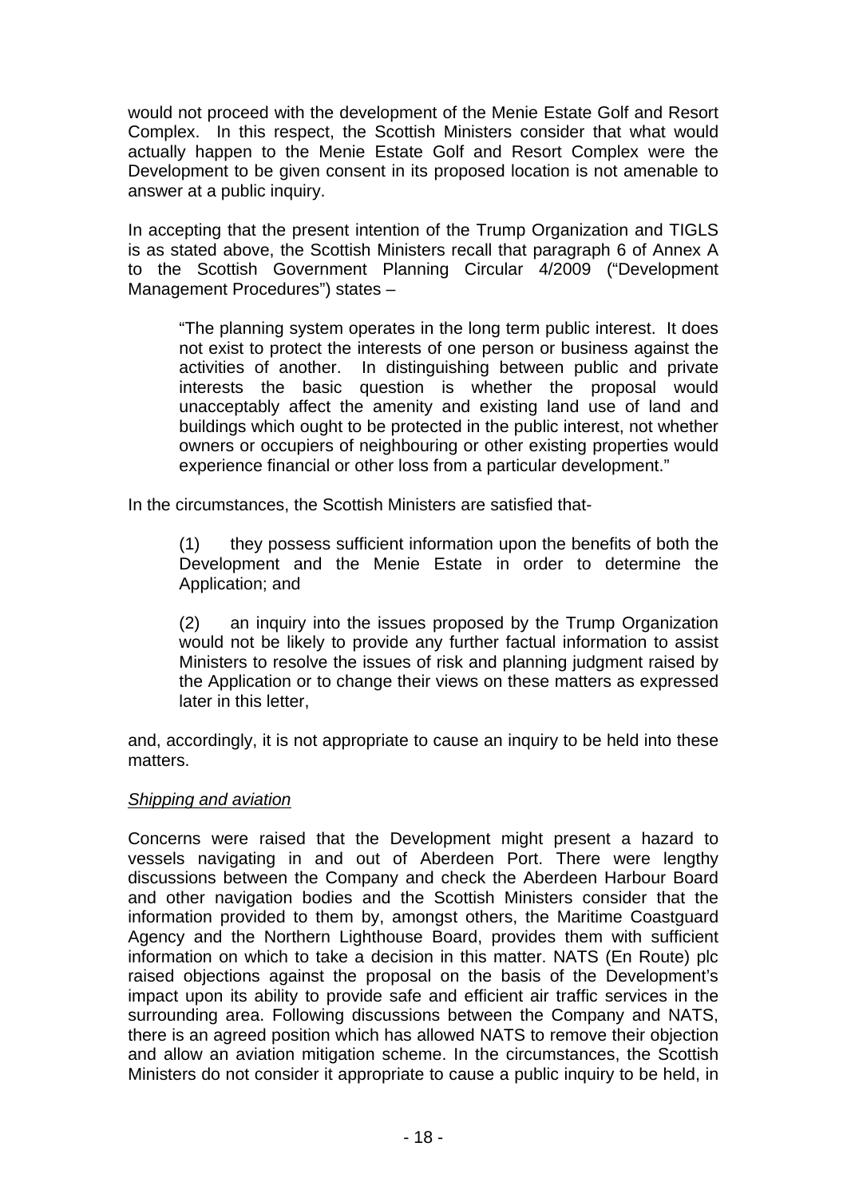would not proceed with the development of the Menie Estate Golf and Resort Complex. In this respect, the Scottish Ministers consider that what would actually happen to the Menie Estate Golf and Resort Complex were the Development to be given consent in its proposed location is not amenable to answer at a public inquiry.

In accepting that the present intention of the Trump Organization and TIGLS is as stated above, the Scottish Ministers recall that paragraph 6 of Annex A to the Scottish Government Planning Circular 4/2009 ("Development Management Procedures") states –

> "The planning system operates in the long term public interest. It does not exist to protect the interests of one person or business against the activities of another. In distinguishing between public and private interests the basic question is whether the proposal would unacceptably affect the amenity and existing land use of land and buildings which ought to be protected in the public interest, not whether owners or occupiers of neighbouring or other existing properties would experience financial or other loss from a particular development."

In the circumstances, the Scottish Ministers are satisfied that-

> (1) they possess sufficient information upon the benefits of both the Development and the Menie Estate in order to determine the Application; and
>
> (2) an inquiry into the issues proposed by the Trump Organization would not be likely to provide any further factual information to assist Ministers to resolve the issues of risk and planning judgment raised by the Application or to change their views on these matters as expressed later in this letter,

and, accordingly, it is not appropriate to cause an inquiry to be held into these matters.

*Shipping and aviation*

Concerns were raised that the Development might present a hazard to vessels navigating in and out of Aberdeen Port. There were lengthy discussions between the Company and check the Aberdeen Harbour Board and other navigation bodies and the Scottish Ministers consider that the information provided to them by, amongst others, the Maritime Coastguard Agency and the Northern Lighthouse Board, provides them with sufficient information on which to take a decision in this matter. NATS (En Route) plc raised objections against the proposal on the basis of the Development's impact upon its ability to provide safe and efficient air traffic services in the surrounding area. Following discussions between the Company and NATS, there is an agreed position which has allowed NATS to remove their objection and allow an aviation mitigation scheme. In the circumstances, the Scottish Ministers do not consider it appropriate to cause a public inquiry to be held, in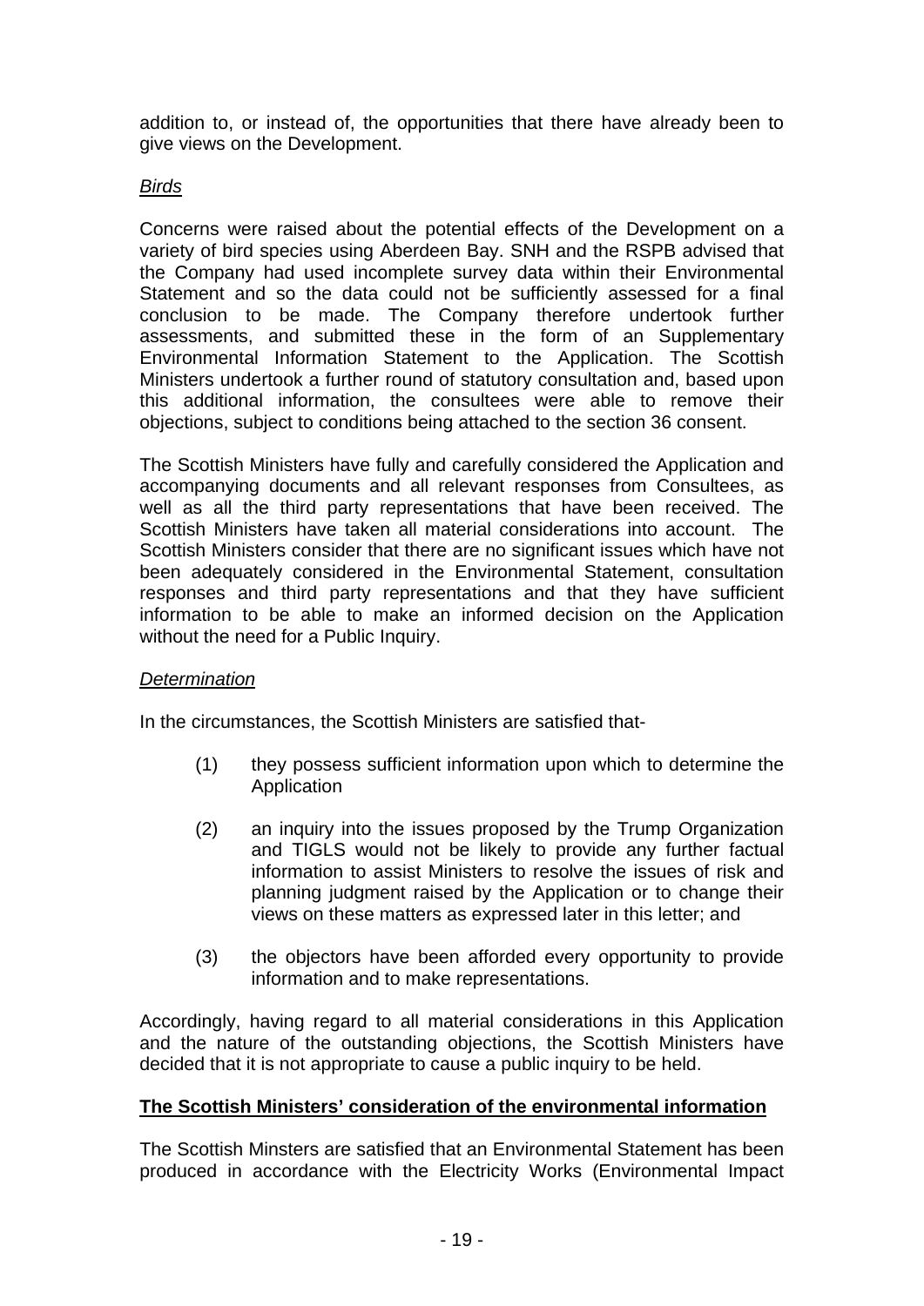addition to, or instead of, the opportunities that there have already been to give views on the Development.

*Birds*

Concerns were raised about the potential effects of the Development on a variety of bird species using Aberdeen Bay. SNH and the RSPB advised that the Company had used incomplete survey data within their Environmental Statement and so the data could not be sufficiently assessed for a final conclusion to be made. The Company therefore undertook further assessments, and submitted these in the form of an Supplementary Environmental Information Statement to the Application. The Scottish Ministers undertook a further round of statutory consultation and, based upon this additional information, the consultees were able to remove their objections, subject to conditions being attached to the section 36 consent.

The Scottish Ministers have fully and carefully considered the Application and accompanying documents and all relevant responses from Consultees, as well as all the third party representations that have been received. The Scottish Ministers have taken all material considerations into account. The Scottish Ministers consider that there are no significant issues which have not been adequately considered in the Environmental Statement, consultation responses and third party representations and that they have sufficient information to be able to make an informed decision on the Application without the need for a Public Inquiry.

*Determination*

In the circumstances, the Scottish Ministers are satisfied that-

(1) they possess sufficient information upon which to determine the Application

(2) an inquiry into the issues proposed by the Trump Organization and TIGLS would not be likely to provide any further factual information to assist Ministers to resolve the issues of risk and planning judgment raised by the Application or to change their views on these matters as expressed later in this letter; and

(3) the objectors have been afforded every opportunity to provide information and to make representations.

Accordingly, having regard to all material considerations in this Application and the nature of the outstanding objections, the Scottish Ministers have decided that it is not appropriate to cause a public inquiry to be held.

**The Scottish Ministers' consideration of the environmental information**

The Scottish Minsters are satisfied that an Environmental Statement has been produced in accordance with the Electricity Works (Environmental Impact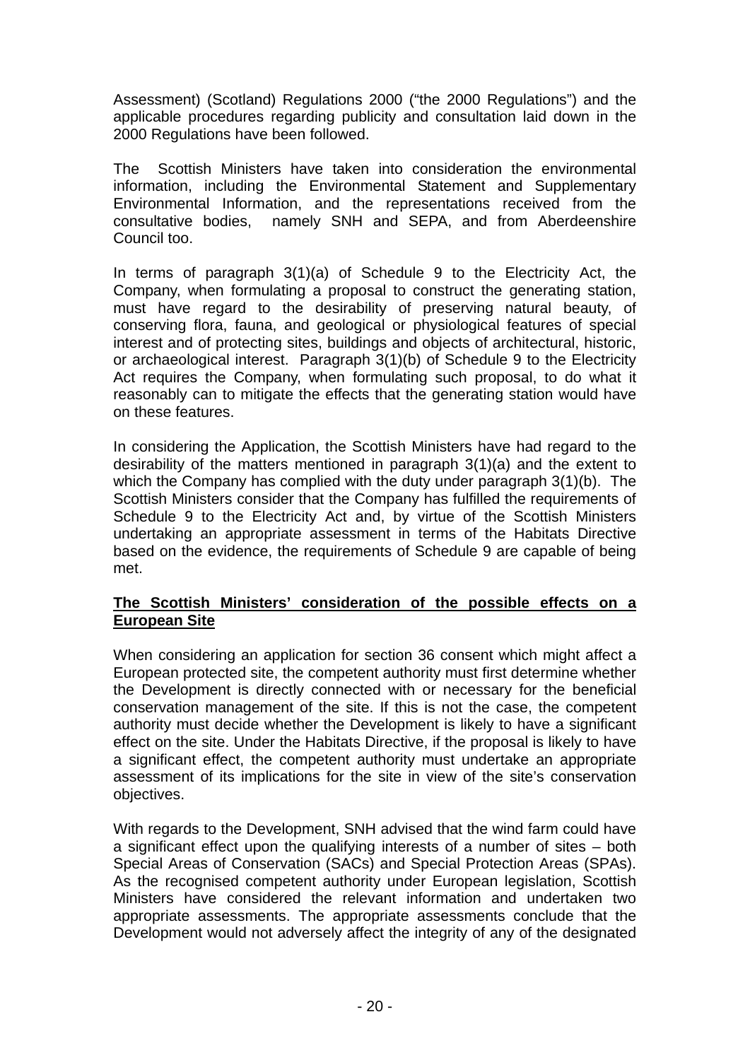Assessment) (Scotland) Regulations 2000 ("the 2000 Regulations") and the applicable procedures regarding publicity and consultation laid down in the 2000 Regulations have been followed.

The Scottish Ministers have taken into consideration the environmental information, including the Environmental Statement and Supplementary Environmental Information, and the representations received from the consultative bodies, namely SNH and SEPA, and from Aberdeenshire Council too.

In terms of paragraph 3(1)(a) of Schedule 9 to the Electricity Act, the Company, when formulating a proposal to construct the generating station, must have regard to the desirability of preserving natural beauty, of conserving flora, fauna, and geological or physiological features of special interest and of protecting sites, buildings and objects of architectural, historic, or archaeological interest. Paragraph 3(1)(b) of Schedule 9 to the Electricity Act requires the Company, when formulating such proposal, to do what it reasonably can to mitigate the effects that the generating station would have on these features.

In considering the Application, the Scottish Ministers have had regard to the desirability of the matters mentioned in paragraph 3(1)(a) and the extent to which the Company has complied with the duty under paragraph 3(1)(b). The Scottish Ministers consider that the Company has fulfilled the requirements of Schedule 9 to the Electricity Act and, by virtue of the Scottish Ministers undertaking an appropriate assessment in terms of the Habitats Directive based on the evidence, the requirements of Schedule 9 are capable of being met.

**The Scottish Ministers' consideration of the possible effects on a European Site**

When considering an application for section 36 consent which might affect a European protected site, the competent authority must first determine whether the Development is directly connected with or necessary for the beneficial conservation management of the site. If this is not the case, the competent authority must decide whether the Development is likely to have a significant effect on the site. Under the Habitats Directive, if the proposal is likely to have a significant effect, the competent authority must undertake an appropriate assessment of its implications for the site in view of the site's conservation objectives.

With regards to the Development, SNH advised that the wind farm could have a significant effect upon the qualifying interests of a number of sites – both Special Areas of Conservation (SACs) and Special Protection Areas (SPAs). As the recognised competent authority under European legislation, Scottish Ministers have considered the relevant information and undertaken two appropriate assessments. The appropriate assessments conclude that the Development would not adversely affect the integrity of any of the designated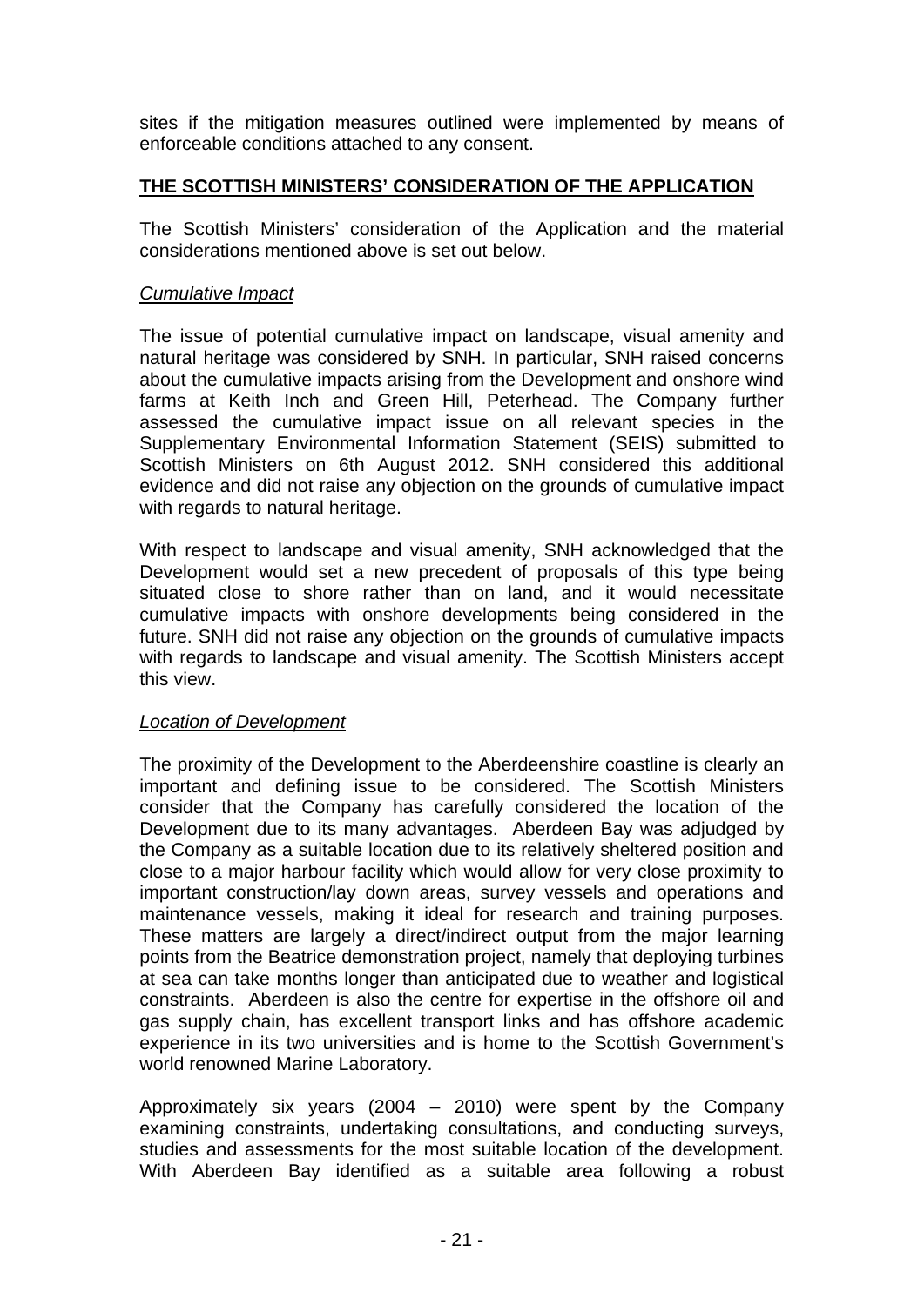sites if the mitigation measures outlined were implemented by means of enforceable conditions attached to any consent.

## THE SCOTTISH MINISTERS' CONSIDERATION OF THE APPLICATION

The Scottish Ministers' consideration of the Application and the material considerations mentioned above is set out below.

*Cumulative Impact*

The issue of potential cumulative impact on landscape, visual amenity and natural heritage was considered by SNH. In particular, SNH raised concerns about the cumulative impacts arising from the Development and onshore wind farms at Keith Inch and Green Hill, Peterhead. The Company further assessed the cumulative impact issue on all relevant species in the Supplementary Environmental Information Statement (SEIS) submitted to Scottish Ministers on 6th August 2012. SNH considered this additional evidence and did not raise any objection on the grounds of cumulative impact with regards to natural heritage.

With respect to landscape and visual amenity, SNH acknowledged that the Development would set a new precedent of proposals of this type being situated close to shore rather than on land, and it would necessitate cumulative impacts with onshore developments being considered in the future. SNH did not raise any objection on the grounds of cumulative impacts with regards to landscape and visual amenity. The Scottish Ministers accept this view.

*Location of Development*

The proximity of the Development to the Aberdeenshire coastline is clearly an important and defining issue to be considered. The Scottish Ministers consider that the Company has carefully considered the location of the Development due to its many advantages. Aberdeen Bay was adjudged by the Company as a suitable location due to its relatively sheltered position and close to a major harbour facility which would allow for very close proximity to important construction/lay down areas, survey vessels and operations and maintenance vessels, making it ideal for research and training purposes. These matters are largely a direct/indirect output from the major learning points from the Beatrice demonstration project, namely that deploying turbines at sea can take months longer than anticipated due to weather and logistical constraints. Aberdeen is also the centre for expertise in the offshore oil and gas supply chain, has excellent transport links and has offshore academic experience in its two universities and is home to the Scottish Government's world renowned Marine Laboratory.

Approximately six years (2004 – 2010) were spent by the Company examining constraints, undertaking consultations, and conducting surveys, studies and assessments for the most suitable location of the development. With Aberdeen Bay identified as a suitable area following a robust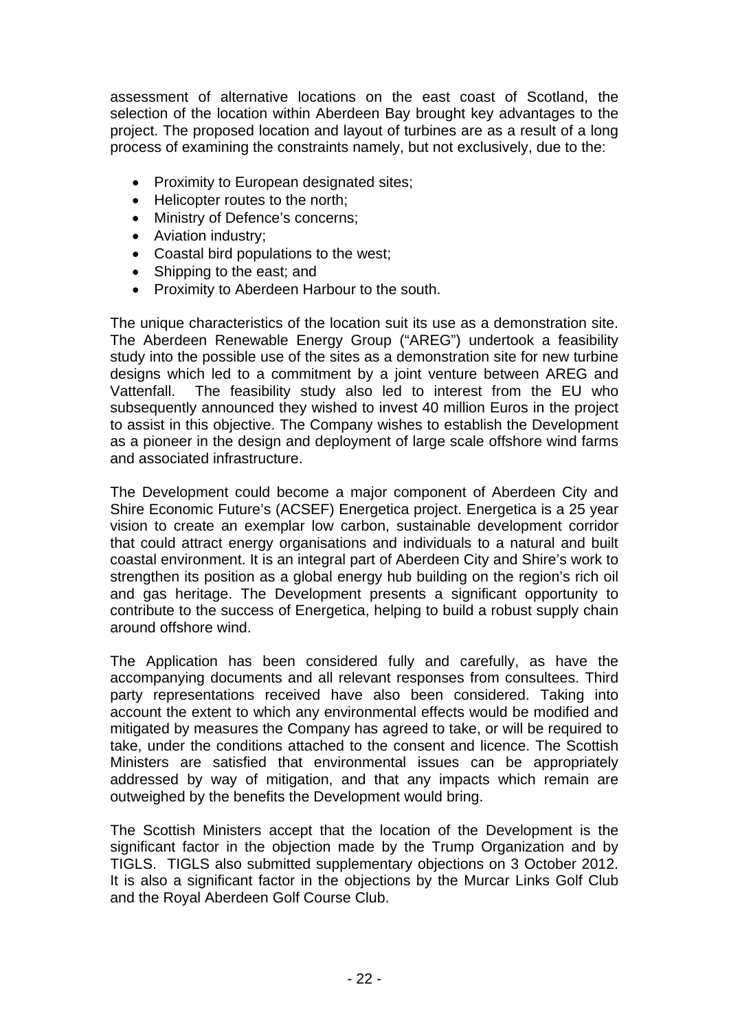assessment of alternative locations on the east coast of Scotland, the selection of the location within Aberdeen Bay brought key advantages to the project. The proposed location and layout of turbines are as a result of a long process of examining the constraints namely, but not exclusively, due to the:

- Proximity to European designated sites;
- Helicopter routes to the north;
- Ministry of Defence's concerns;
- Aviation industry;
- Coastal bird populations to the west;
- Shipping to the east; and
- Proximity to Aberdeen Harbour to the south.

The unique characteristics of the location suit its use as a demonstration site. The Aberdeen Renewable Energy Group ("AREG") undertook a feasibility study into the possible use of the sites as a demonstration site for new turbine designs which led to a commitment by a joint venture between AREG and Vattenfall. The feasibility study also led to interest from the EU who subsequently announced they wished to invest 40 million Euros in the project to assist in this objective. The Company wishes to establish the Development as a pioneer in the design and deployment of large scale offshore wind farms and associated infrastructure.

The Development could become a major component of Aberdeen City and Shire Economic Future's (ACSEF) Energetica project. Energetica is a 25 year vision to create an exemplar low carbon, sustainable development corridor that could attract energy organisations and individuals to a natural and built coastal environment. It is an integral part of Aberdeen City and Shire's work to strengthen its position as a global energy hub building on the region's rich oil and gas heritage. The Development presents a significant opportunity to contribute to the success of Energetica, helping to build a robust supply chain around offshore wind.

The Application has been considered fully and carefully, as have the accompanying documents and all relevant responses from consultees. Third party representations received have also been considered. Taking into account the extent to which any environmental effects would be modified and mitigated by measures the Company has agreed to take, or will be required to take, under the conditions attached to the consent and licence. The Scottish Ministers are satisfied that environmental issues can be appropriately addressed by way of mitigation, and that any impacts which remain are outweighed by the benefits the Development would bring.

The Scottish Ministers accept that the location of the Development is the significant factor in the objection made by the Trump Organization and by TIGLS. TIGLS also submitted supplementary objections on 3 October 2012. It is also a significant factor in the objections by the Murcar Links Golf Club and the Royal Aberdeen Golf Course Club.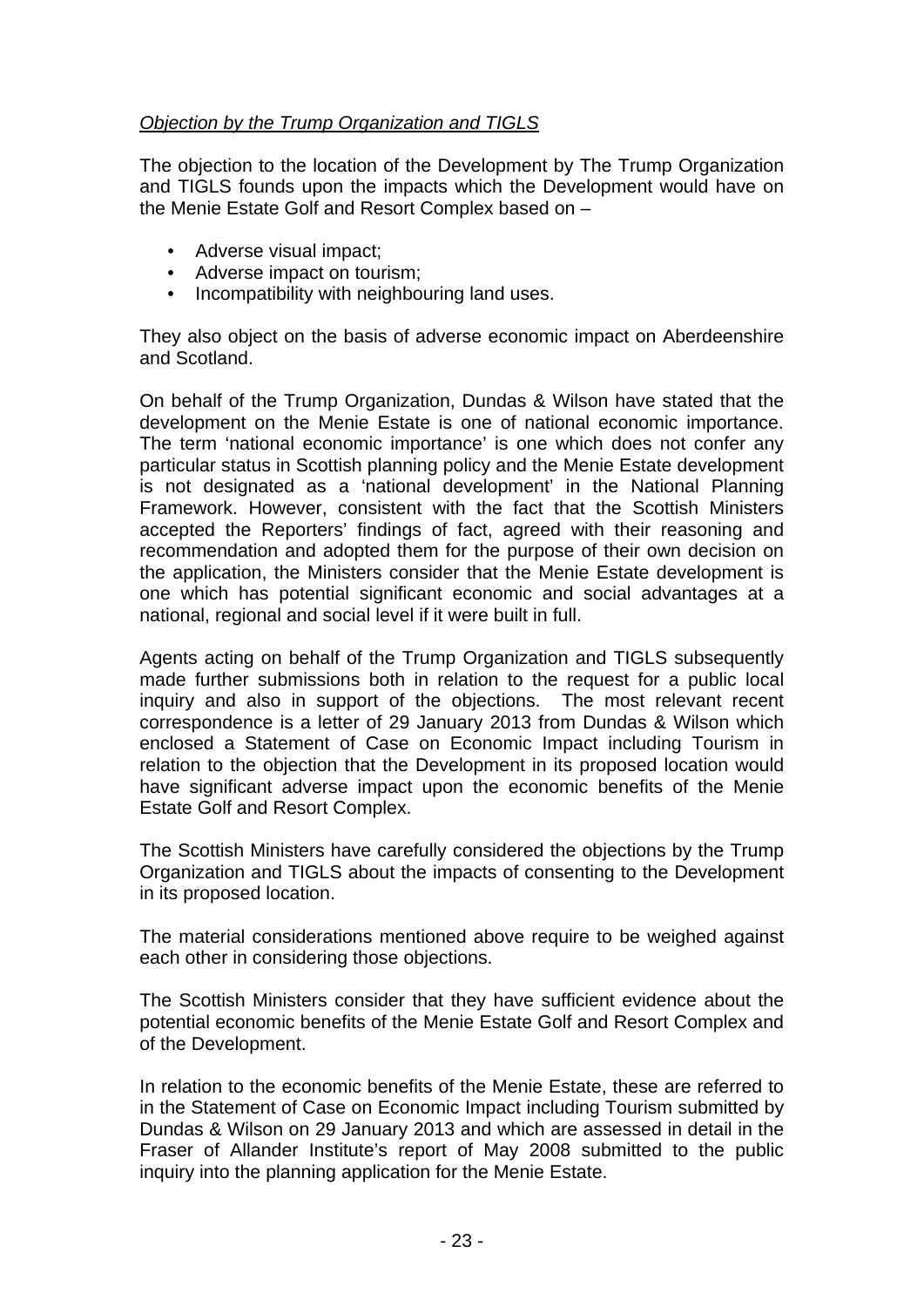*Objection by the Trump Organization and TIGLS*

The objection to the location of the Development by The Trump Organization and TIGLS founds upon the impacts which the Development would have on the Menie Estate Golf and Resort Complex based on –

- Adverse visual impact;
- Adverse impact on tourism;
- Incompatibility with neighbouring land uses.

They also object on the basis of adverse economic impact on Aberdeenshire and Scotland.

On behalf of the Trump Organization, Dundas & Wilson have stated that the development on the Menie Estate is one of national economic importance. The term 'national economic importance' is one which does not confer any particular status in Scottish planning policy and the Menie Estate development is not designated as a 'national development' in the National Planning Framework. However, consistent with the fact that the Scottish Ministers accepted the Reporters' findings of fact, agreed with their reasoning and recommendation and adopted them for the purpose of their own decision on the application, the Ministers consider that the Menie Estate development is one which has potential significant economic and social advantages at a national, regional and social level if it were built in full.

Agents acting on behalf of the Trump Organization and TIGLS subsequently made further submissions both in relation to the request for a public local inquiry and also in support of the objections. The most relevant recent correspondence is a letter of 29 January 2013 from Dundas & Wilson which enclosed a Statement of Case on Economic Impact including Tourism in relation to the objection that the Development in its proposed location would have significant adverse impact upon the economic benefits of the Menie Estate Golf and Resort Complex.

The Scottish Ministers have carefully considered the objections by the Trump Organization and TIGLS about the impacts of consenting to the Development in its proposed location.

The material considerations mentioned above require to be weighed against each other in considering those objections.

The Scottish Ministers consider that they have sufficient evidence about the potential economic benefits of the Menie Estate Golf and Resort Complex and of the Development.

In relation to the economic benefits of the Menie Estate, these are referred to in the Statement of Case on Economic Impact including Tourism submitted by Dundas & Wilson on 29 January 2013 and which are assessed in detail in the Fraser of Allander Institute's report of May 2008 submitted to the public inquiry into the planning application for the Menie Estate.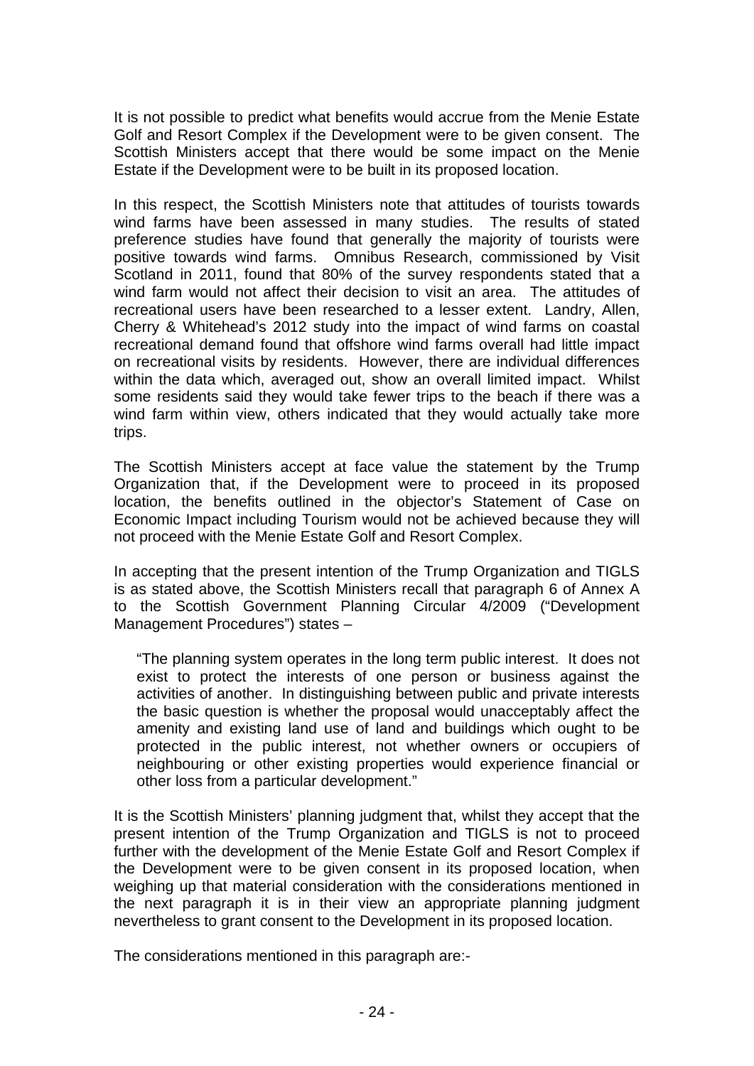It is not possible to predict what benefits would accrue from the Menie Estate Golf and Resort Complex if the Development were to be given consent. The Scottish Ministers accept that there would be some impact on the Menie Estate if the Development were to be built in its proposed location.

In this respect, the Scottish Ministers note that attitudes of tourists towards wind farms have been assessed in many studies. The results of stated preference studies have found that generally the majority of tourists were positive towards wind farms. Omnibus Research, commissioned by Visit Scotland in 2011, found that 80% of the survey respondents stated that a wind farm would not affect their decision to visit an area. The attitudes of recreational users have been researched to a lesser extent. Landry, Allen, Cherry & Whitehead's 2012 study into the impact of wind farms on coastal recreational demand found that offshore wind farms overall had little impact on recreational visits by residents. However, there are individual differences within the data which, averaged out, show an overall limited impact. Whilst some residents said they would take fewer trips to the beach if there was a wind farm within view, others indicated that they would actually take more trips.

The Scottish Ministers accept at face value the statement by the Trump Organization that, if the Development were to proceed in its proposed location, the benefits outlined in the objector's Statement of Case on Economic Impact including Tourism would not be achieved because they will not proceed with the Menie Estate Golf and Resort Complex.

In accepting that the present intention of the Trump Organization and TIGLS is as stated above, the Scottish Ministers recall that paragraph 6 of Annex A to the Scottish Government Planning Circular 4/2009 ("Development Management Procedures") states –

> "The planning system operates in the long term public interest. It does not exist to protect the interests of one person or business against the activities of another. In distinguishing between public and private interests the basic question is whether the proposal would unacceptably affect the amenity and existing land use of land and buildings which ought to be protected in the public interest, not whether owners or occupiers of neighbouring or other existing properties would experience financial or other loss from a particular development."

It is the Scottish Ministers' planning judgment that, whilst they accept that the present intention of the Trump Organization and TIGLS is not to proceed further with the development of the Menie Estate Golf and Resort Complex if the Development were to be given consent in its proposed location, when weighing up that material consideration with the considerations mentioned in the next paragraph it is in their view an appropriate planning judgment nevertheless to grant consent to the Development in its proposed location.

The considerations mentioned in this paragraph are:-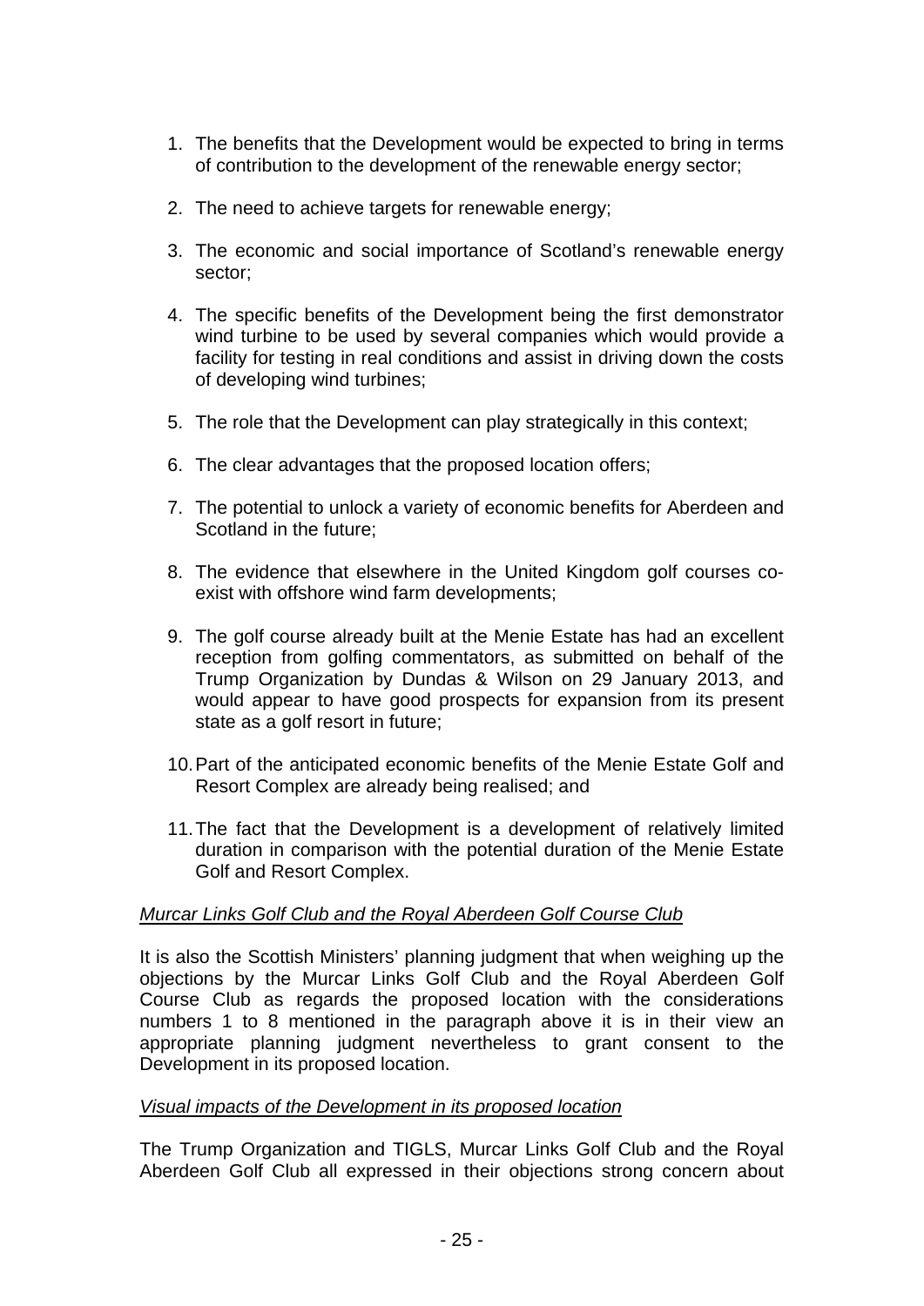1. The benefits that the Development would be expected to bring in terms of contribution to the development of the renewable energy sector;

2. The need to achieve targets for renewable energy;

3. The economic and social importance of Scotland's renewable energy sector;

4. The specific benefits of the Development being the first demonstrator wind turbine to be used by several companies which would provide a facility for testing in real conditions and assist in driving down the costs of developing wind turbines;

5. The role that the Development can play strategically in this context;

6. The clear advantages that the proposed location offers;

7. The potential to unlock a variety of economic benefits for Aberdeen and Scotland in the future;

8. The evidence that elsewhere in the United Kingdom golf courses co-exist with offshore wind farm developments;

9. The golf course already built at the Menie Estate has had an excellent reception from golfing commentators, as submitted on behalf of the Trump Organization by Dundas & Wilson on 29 January 2013, and would appear to have good prospects for expansion from its present state as a golf resort in future;

10. Part of the anticipated economic benefits of the Menie Estate Golf and Resort Complex are already being realised; and

11. The fact that the Development is a development of relatively limited duration in comparison with the potential duration of the Menie Estate Golf and Resort Complex.

*Murcar Links Golf Club and the Royal Aberdeen Golf Course Club*

It is also the Scottish Ministers' planning judgment that when weighing up the objections by the Murcar Links Golf Club and the Royal Aberdeen Golf Course Club as regards the proposed location with the considerations numbers 1 to 8 mentioned in the paragraph above it is in their view an appropriate planning judgment nevertheless to grant consent to the Development in its proposed location.

*Visual impacts of the Development in its proposed location*

The Trump Organization and TIGLS, Murcar Links Golf Club and the Royal Aberdeen Golf Club all expressed in their objections strong concern about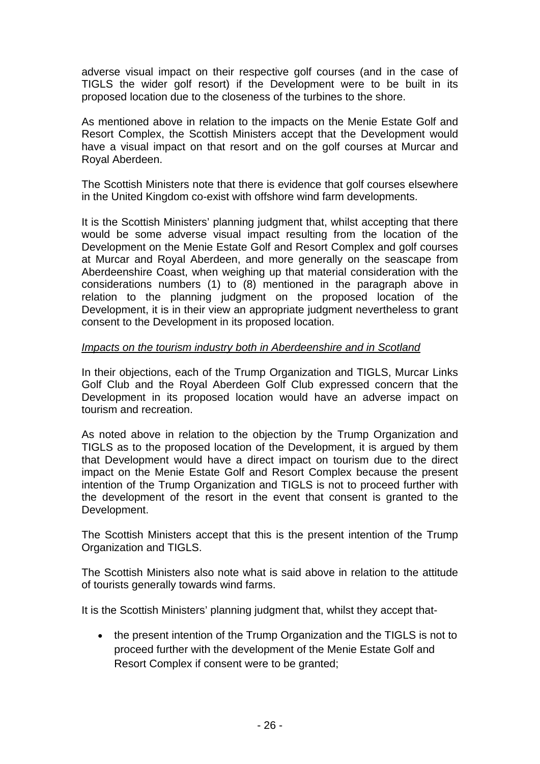adverse visual impact on their respective golf courses (and in the case of TIGLS the wider golf resort) if the Development were to be built in its proposed location due to the closeness of the turbines to the shore.

As mentioned above in relation to the impacts on the Menie Estate Golf and Resort Complex, the Scottish Ministers accept that the Development would have a visual impact on that resort and on the golf courses at Murcar and Royal Aberdeen.

The Scottish Ministers note that there is evidence that golf courses elsewhere in the United Kingdom co-exist with offshore wind farm developments.

It is the Scottish Ministers' planning judgment that, whilst accepting that there would be some adverse visual impact resulting from the location of the Development on the Menie Estate Golf and Resort Complex and golf courses at Murcar and Royal Aberdeen, and more generally on the seascape from Aberdeenshire Coast, when weighing up that material consideration with the considerations numbers (1) to (8) mentioned in the paragraph above in relation to the planning judgment on the proposed location of the Development, it is in their view an appropriate judgment nevertheless to grant consent to the Development in its proposed location.

*Impacts on the tourism industry both in Aberdeenshire and in Scotland*

In their objections, each of the Trump Organization and TIGLS, Murcar Links Golf Club and the Royal Aberdeen Golf Club expressed concern that the Development in its proposed location would have an adverse impact on tourism and recreation.

As noted above in relation to the objection by the Trump Organization and TIGLS as to the proposed location of the Development, it is argued by them that Development would have a direct impact on tourism due to the direct impact on the Menie Estate Golf and Resort Complex because the present intention of the Trump Organization and TIGLS is not to proceed further with the development of the resort in the event that consent is granted to the Development.

The Scottish Ministers accept that this is the present intention of the Trump Organization and TIGLS.

The Scottish Ministers also note what is said above in relation to the attitude of tourists generally towards wind farms.

It is the Scottish Ministers' planning judgment that, whilst they accept that-

- the present intention of the Trump Organization and the TIGLS is not to proceed further with the development of the Menie Estate Golf and Resort Complex if consent were to be granted;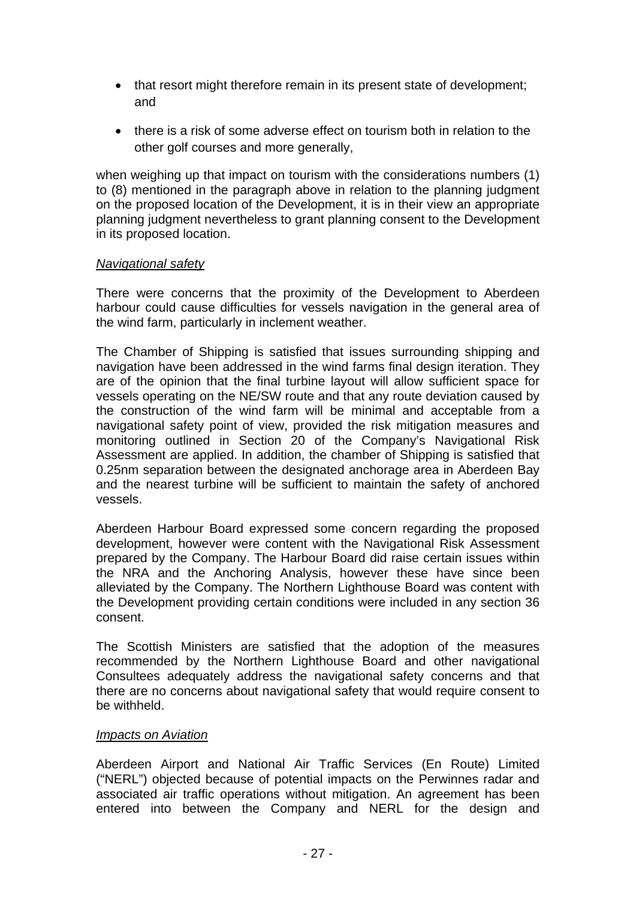- that resort might therefore remain in its present state of development; and
- there is a risk of some adverse effect on tourism both in relation to the other golf courses and more generally,

when weighing up that impact on tourism with the considerations numbers (1) to (8) mentioned in the paragraph above in relation to the planning judgment on the proposed location of the Development, it is in their view an appropriate planning judgment nevertheless to grant planning consent to the Development in its proposed location.

*Navigational safety*

There were concerns that the proximity of the Development to Aberdeen harbour could cause difficulties for vessels navigation in the general area of the wind farm, particularly in inclement weather.

The Chamber of Shipping is satisfied that issues surrounding shipping and navigation have been addressed in the wind farms final design iteration. They are of the opinion that the final turbine layout will allow sufficient space for vessels operating on the NE/SW route and that any route deviation caused by the construction of the wind farm will be minimal and acceptable from a navigational safety point of view, provided the risk mitigation measures and monitoring outlined in Section 20 of the Company's Navigational Risk Assessment are applied. In addition, the chamber of Shipping is satisfied that 0.25nm separation between the designated anchorage area in Aberdeen Bay and the nearest turbine will be sufficient to maintain the safety of anchored vessels.

Aberdeen Harbour Board expressed some concern regarding the proposed development, however were content with the Navigational Risk Assessment prepared by the Company. The Harbour Board did raise certain issues within the NRA and the Anchoring Analysis, however these have since been alleviated by the Company. The Northern Lighthouse Board was content with the Development providing certain conditions were included in any section 36 consent.

The Scottish Ministers are satisfied that the adoption of the measures recommended by the Northern Lighthouse Board and other navigational Consultees adequately address the navigational safety concerns and that there are no concerns about navigational safety that would require consent to be withheld.

*Impacts on Aviation*

Aberdeen Airport and National Air Traffic Services (En Route) Limited ("NERL") objected because of potential impacts on the Perwinnes radar and associated air traffic operations without mitigation. An agreement has been entered into between the Company and NERL for the design and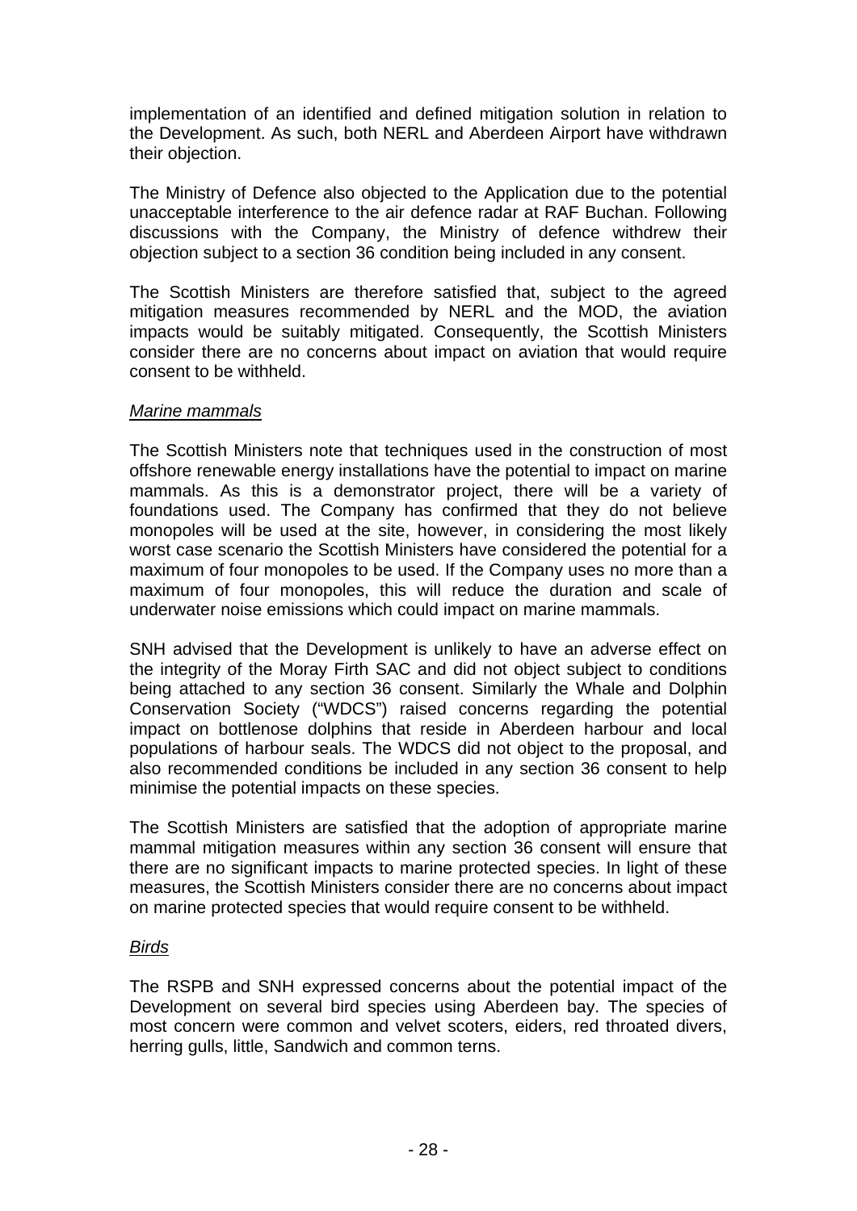implementation of an identified and defined mitigation solution in relation to the Development. As such, both NERL and Aberdeen Airport have withdrawn their objection.

The Ministry of Defence also objected to the Application due to the potential unacceptable interference to the air defence radar at RAF Buchan. Following discussions with the Company, the Ministry of defence withdrew their objection subject to a section 36 condition being included in any consent.

The Scottish Ministers are therefore satisfied that, subject to the agreed mitigation measures recommended by NERL and the MOD, the aviation impacts would be suitably mitigated. Consequently, the Scottish Ministers consider there are no concerns about impact on aviation that would require consent to be withheld.

*Marine mammals*

The Scottish Ministers note that techniques used in the construction of most offshore renewable energy installations have the potential to impact on marine mammals. As this is a demonstrator project, there will be a variety of foundations used. The Company has confirmed that they do not believe monopoles will be used at the site, however, in considering the most likely worst case scenario the Scottish Ministers have considered the potential for a maximum of four monopoles to be used. If the Company uses no more than a maximum of four monopoles, this will reduce the duration and scale of underwater noise emissions which could impact on marine mammals.

SNH advised that the Development is unlikely to have an adverse effect on the integrity of the Moray Firth SAC and did not object subject to conditions being attached to any section 36 consent. Similarly the Whale and Dolphin Conservation Society ("WDCS") raised concerns regarding the potential impact on bottlenose dolphins that reside in Aberdeen harbour and local populations of harbour seals. The WDCS did not object to the proposal, and also recommended conditions be included in any section 36 consent to help minimise the potential impacts on these species.

The Scottish Ministers are satisfied that the adoption of appropriate marine mammal mitigation measures within any section 36 consent will ensure that there are no significant impacts to marine protected species. In light of these measures, the Scottish Ministers consider there are no concerns about impact on marine protected species that would require consent to be withheld.

*Birds*

The RSPB and SNH expressed concerns about the potential impact of the Development on several bird species using Aberdeen bay. The species of most concern were common and velvet scoters, eiders, red throated divers, herring gulls, little, Sandwich and common terns.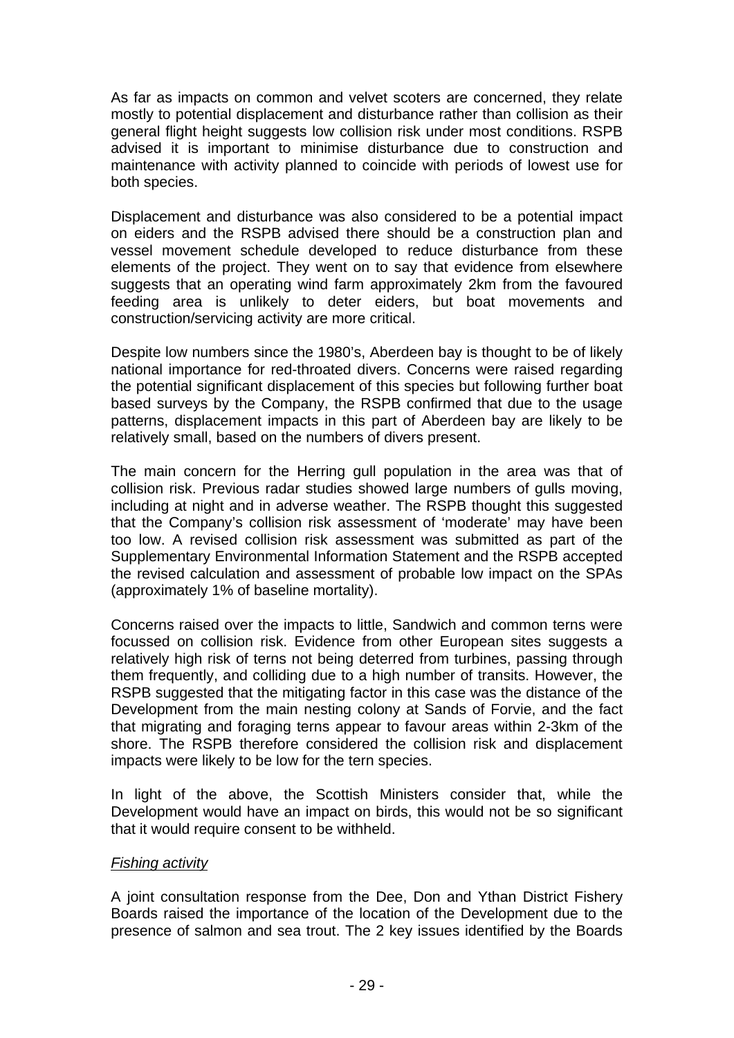As far as impacts on common and velvet scoters are concerned, they relate mostly to potential displacement and disturbance rather than collision as their general flight height suggests low collision risk under most conditions. RSPB advised it is important to minimise disturbance due to construction and maintenance with activity planned to coincide with periods of lowest use for both species.

Displacement and disturbance was also considered to be a potential impact on eiders and the RSPB advised there should be a construction plan and vessel movement schedule developed to reduce disturbance from these elements of the project. They went on to say that evidence from elsewhere suggests that an operating wind farm approximately 2km from the favoured feeding area is unlikely to deter eiders, but boat movements and construction/servicing activity are more critical.

Despite low numbers since the 1980's, Aberdeen bay is thought to be of likely national importance for red-throated divers. Concerns were raised regarding the potential significant displacement of this species but following further boat based surveys by the Company, the RSPB confirmed that due to the usage patterns, displacement impacts in this part of Aberdeen bay are likely to be relatively small, based on the numbers of divers present.

The main concern for the Herring gull population in the area was that of collision risk. Previous radar studies showed large numbers of gulls moving, including at night and in adverse weather. The RSPB thought this suggested that the Company's collision risk assessment of 'moderate' may have been too low. A revised collision risk assessment was submitted as part of the Supplementary Environmental Information Statement and the RSPB accepted the revised calculation and assessment of probable low impact on the SPAs (approximately 1% of baseline mortality).

Concerns raised over the impacts to little, Sandwich and common terns were focussed on collision risk. Evidence from other European sites suggests a relatively high risk of terns not being deterred from turbines, passing through them frequently, and colliding due to a high number of transits. However, the RSPB suggested that the mitigating factor in this case was the distance of the Development from the main nesting colony at Sands of Forvie, and the fact that migrating and foraging terns appear to favour areas within 2-3km of the shore. The RSPB therefore considered the collision risk and displacement impacts were likely to be low for the tern species.

In light of the above, the Scottish Ministers consider that, while the Development would have an impact on birds, this would not be so significant that it would require consent to be withheld.

*Fishing activity*

A joint consultation response from the Dee, Don and Ythan District Fishery Boards raised the importance of the location of the Development due to the presence of salmon and sea trout. The 2 key issues identified by the Boards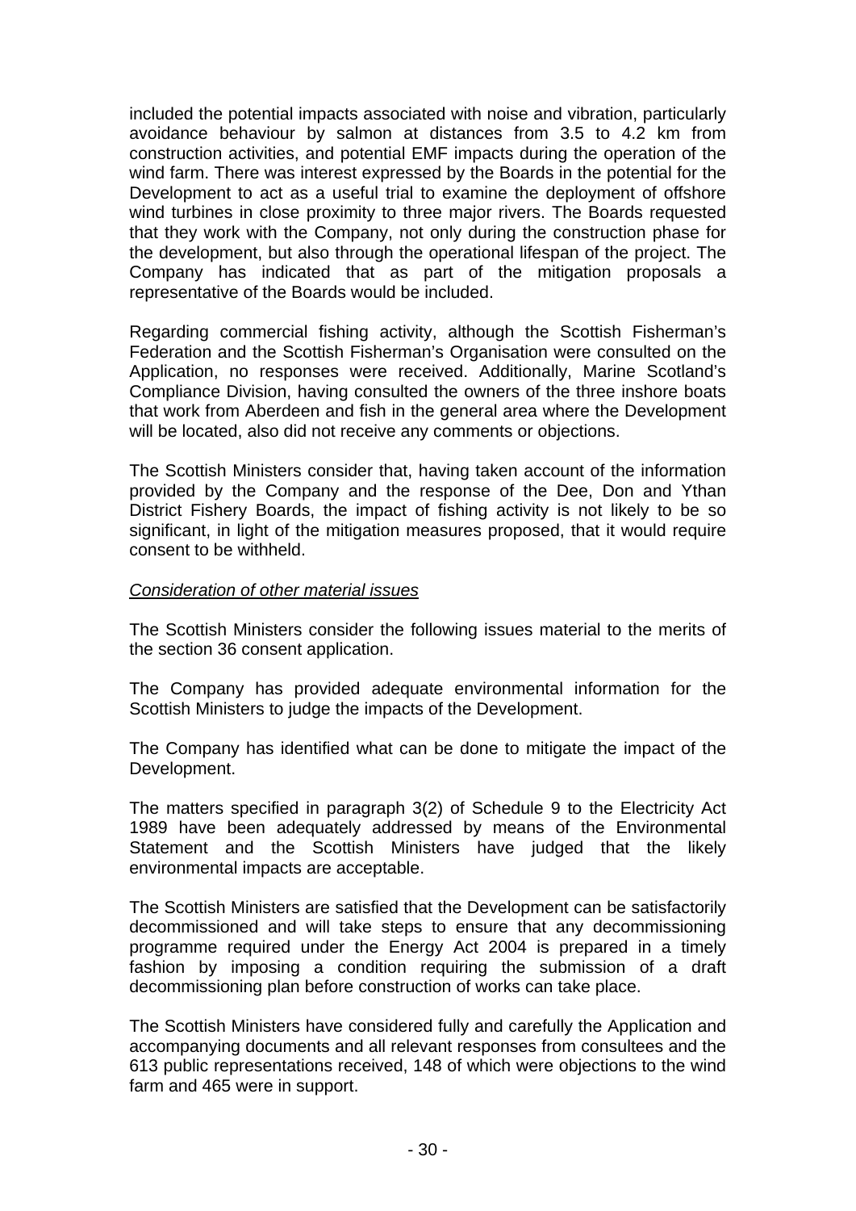included the potential impacts associated with noise and vibration, particularly avoidance behaviour by salmon at distances from 3.5 to 4.2 km from construction activities, and potential EMF impacts during the operation of the wind farm. There was interest expressed by the Boards in the potential for the Development to act as a useful trial to examine the deployment of offshore wind turbines in close proximity to three major rivers. The Boards requested that they work with the Company, not only during the construction phase for the development, but also through the operational lifespan of the project. The Company has indicated that as part of the mitigation proposals a representative of the Boards would be included.

Regarding commercial fishing activity, although the Scottish Fisherman's Federation and the Scottish Fisherman's Organisation were consulted on the Application, no responses were received. Additionally, Marine Scotland's Compliance Division, having consulted the owners of the three inshore boats that work from Aberdeen and fish in the general area where the Development will be located, also did not receive any comments or objections.

The Scottish Ministers consider that, having taken account of the information provided by the Company and the response of the Dee, Don and Ythan District Fishery Boards, the impact of fishing activity is not likely to be so significant, in light of the mitigation measures proposed, that it would require consent to be withheld.

*Consideration of other material issues*

The Scottish Ministers consider the following issues material to the merits of the section 36 consent application.

The Company has provided adequate environmental information for the Scottish Ministers to judge the impacts of the Development.

The Company has identified what can be done to mitigate the impact of the Development.

The matters specified in paragraph 3(2) of Schedule 9 to the Electricity Act 1989 have been adequately addressed by means of the Environmental Statement and the Scottish Ministers have judged that the likely environmental impacts are acceptable.

The Scottish Ministers are satisfied that the Development can be satisfactorily decommissioned and will take steps to ensure that any decommissioning programme required under the Energy Act 2004 is prepared in a timely fashion by imposing a condition requiring the submission of a draft decommissioning plan before construction of works can take place.

The Scottish Ministers have considered fully and carefully the Application and accompanying documents and all relevant responses from consultees and the 613 public representations received, 148 of which were objections to the wind farm and 465 were in support.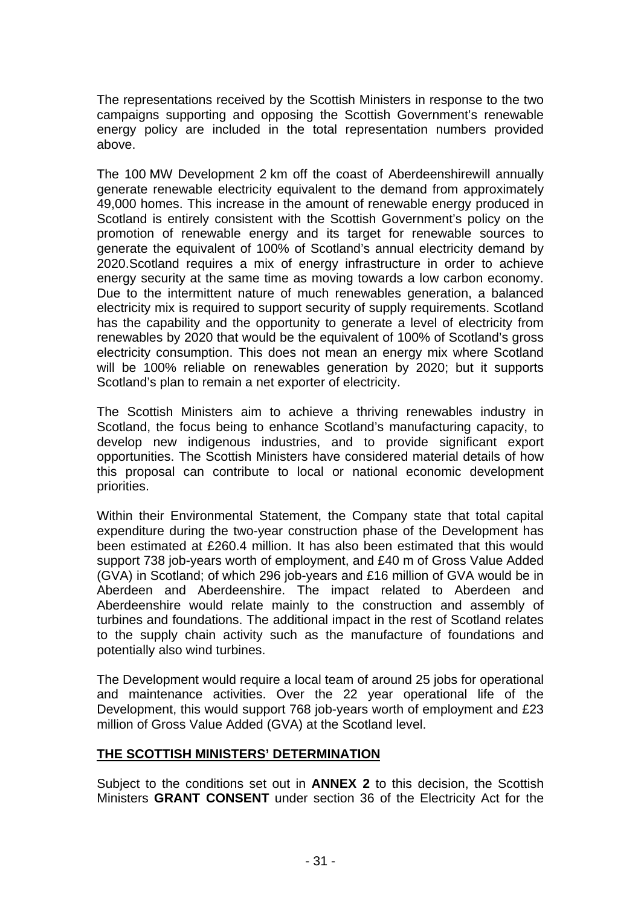The representations received by the Scottish Ministers in response to the two campaigns supporting and opposing the Scottish Government's renewable energy policy are included in the total representation numbers provided above.

The 100 MW Development 2 km off the coast of Aberdeenshirewill annually generate renewable electricity equivalent to the demand from approximately 49,000 homes. This increase in the amount of renewable energy produced in Scotland is entirely consistent with the Scottish Government's policy on the promotion of renewable energy and its target for renewable sources to generate the equivalent of 100% of Scotland's annual electricity demand by 2020.Scotland requires a mix of energy infrastructure in order to achieve energy security at the same time as moving towards a low carbon economy. Due to the intermittent nature of much renewables generation, a balanced electricity mix is required to support security of supply requirements. Scotland has the capability and the opportunity to generate a level of electricity from renewables by 2020 that would be the equivalent of 100% of Scotland's gross electricity consumption. This does not mean an energy mix where Scotland will be 100% reliable on renewables generation by 2020; but it supports Scotland's plan to remain a net exporter of electricity.

The Scottish Ministers aim to achieve a thriving renewables industry in Scotland, the focus being to enhance Scotland's manufacturing capacity, to develop new indigenous industries, and to provide significant export opportunities. The Scottish Ministers have considered material details of how this proposal can contribute to local or national economic development priorities.

Within their Environmental Statement, the Company state that total capital expenditure during the two-year construction phase of the Development has been estimated at £260.4 million. It has also been estimated that this would support 738 job-years worth of employment, and £40 m of Gross Value Added (GVA) in Scotland; of which 296 job-years and £16 million of GVA would be in Aberdeen and Aberdeenshire. The impact related to Aberdeen and Aberdeenshire would relate mainly to the construction and assembly of turbines and foundations. The additional impact in the rest of Scotland relates to the supply chain activity such as the manufacture of foundations and potentially also wind turbines.

The Development would require a local team of around 25 jobs for operational and maintenance activities. Over the 22 year operational life of the Development, this would support 768 job-years worth of employment and £23 million of Gross Value Added (GVA) at the Scotland level.

## THE SCOTTISH MINISTERS' DETERMINATION

Subject to the conditions set out in **ANNEX 2** to this decision, the Scottish Ministers **GRANT CONSENT** under section 36 of the Electricity Act for the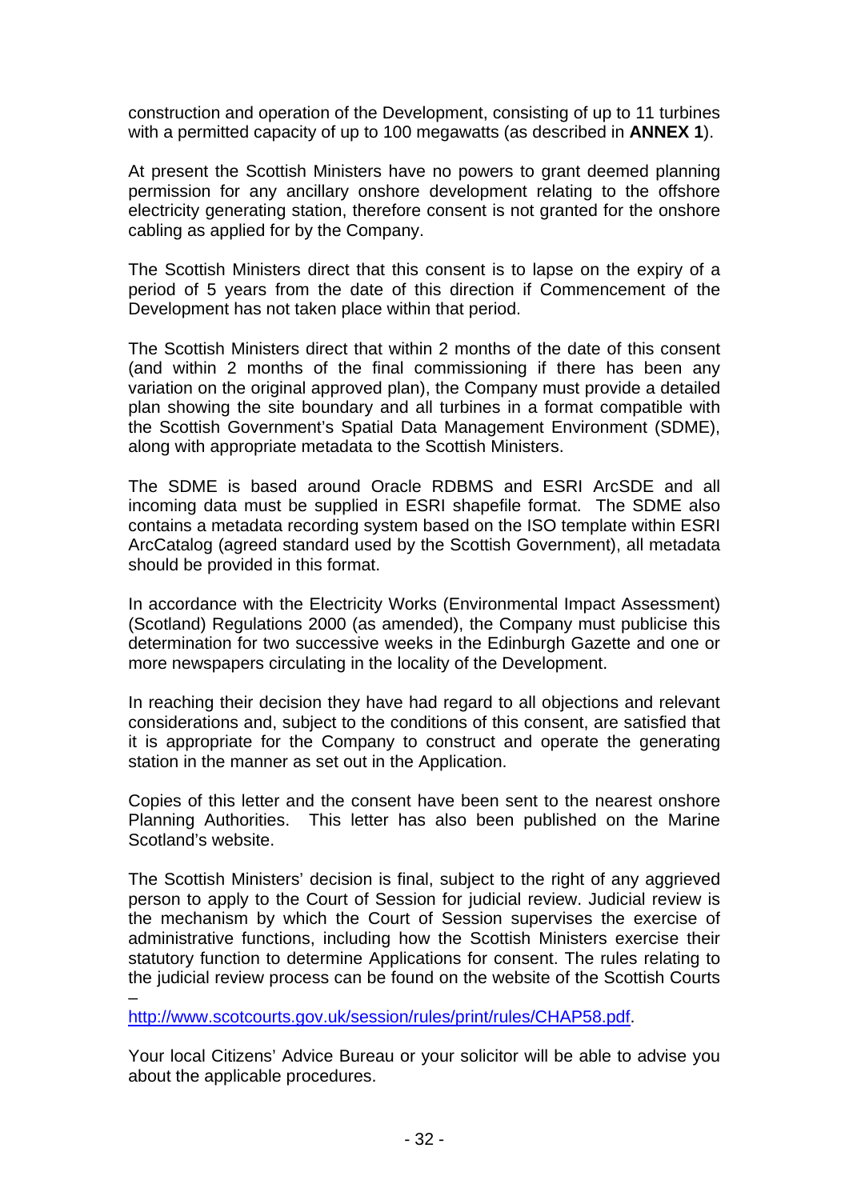construction and operation of the Development, consisting of up to 11 turbines with a permitted capacity of up to 100 megawatts (as described in **ANNEX 1**).

At present the Scottish Ministers have no powers to grant deemed planning permission for any ancillary onshore development relating to the offshore electricity generating station, therefore consent is not granted for the onshore cabling as applied for by the Company.

The Scottish Ministers direct that this consent is to lapse on the expiry of a period of 5 years from the date of this direction if Commencement of the Development has not taken place within that period.

The Scottish Ministers direct that within 2 months of the date of this consent (and within 2 months of the final commissioning if there has been any variation on the original approved plan), the Company must provide a detailed plan showing the site boundary and all turbines in a format compatible with the Scottish Government's Spatial Data Management Environment (SDME), along with appropriate metadata to the Scottish Ministers.

The SDME is based around Oracle RDBMS and ESRI ArcSDE and all incoming data must be supplied in ESRI shapefile format. The SDME also contains a metadata recording system based on the ISO template within ESRI ArcCatalog (agreed standard used by the Scottish Government), all metadata should be provided in this format.

In accordance with the Electricity Works (Environmental Impact Assessment) (Scotland) Regulations 2000 (as amended), the Company must publicise this determination for two successive weeks in the Edinburgh Gazette and one or more newspapers circulating in the locality of the Development.

In reaching their decision they have had regard to all objections and relevant considerations and, subject to the conditions of this consent, are satisfied that it is appropriate for the Company to construct and operate the generating station in the manner as set out in the Application.

Copies of this letter and the consent have been sent to the nearest onshore Planning Authorities. This letter has also been published on the Marine Scotland's website.

The Scottish Ministers' decision is final, subject to the right of any aggrieved person to apply to the Court of Session for judicial review. Judicial review is the mechanism by which the Court of Session supervises the exercise of administrative functions, including how the Scottish Ministers exercise their statutory function to determine Applications for consent. The rules relating to the judicial review process can be found on the website of the Scottish Courts – http://www.scotcourts.gov.uk/session/rules/print/rules/CHAP58.pdf.

Your local Citizens' Advice Bureau or your solicitor will be able to advise you about the applicable procedures.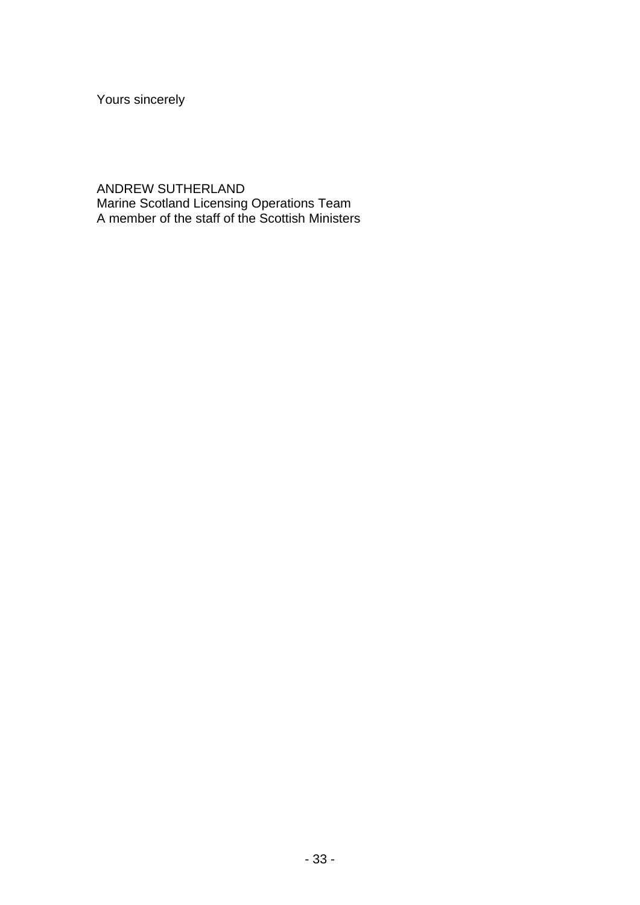Yours sincerely

ANDREW SUTHERLAND
Marine Scotland Licensing Operations Team
A member of the staff of the Scottish Ministers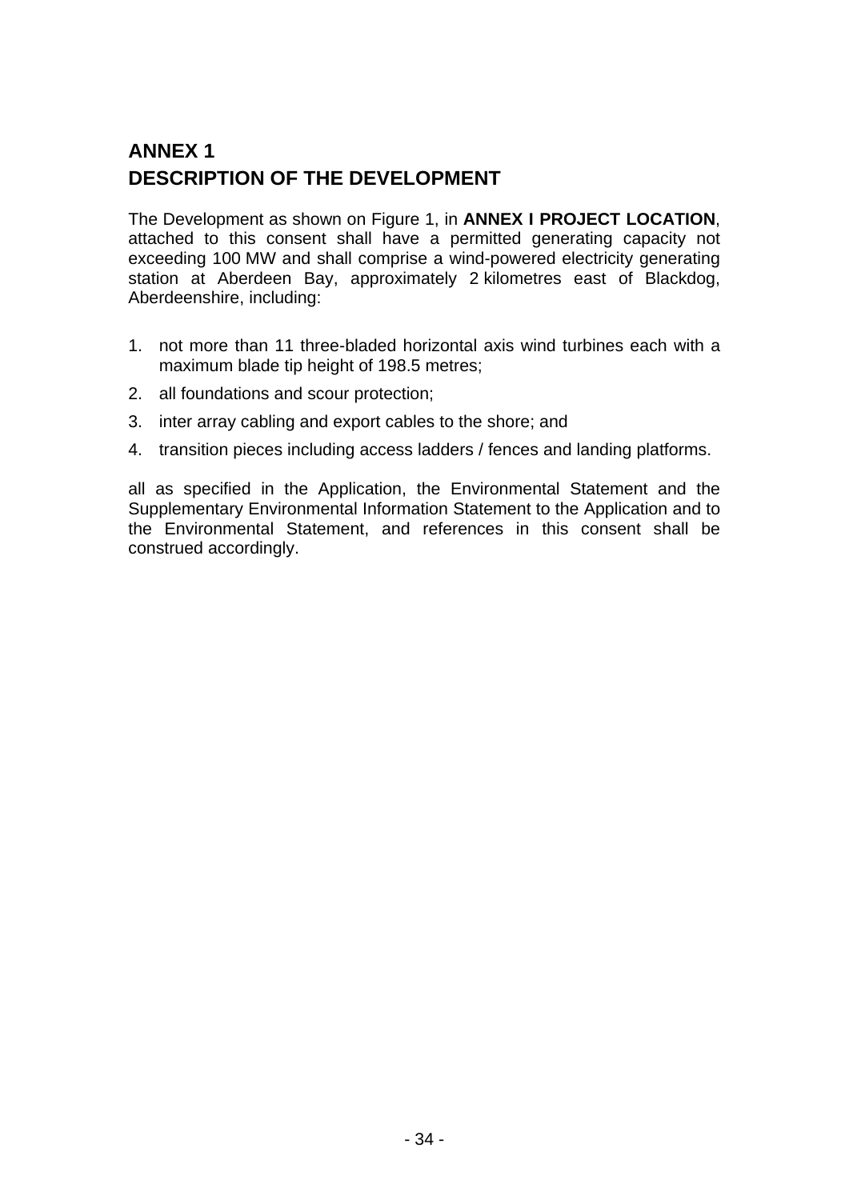# ANNEX 1
# DESCRIPTION OF THE DEVELOPMENT

The Development as shown on Figure 1, in **ANNEX I PROJECT LOCATION**, attached to this consent shall have a permitted generating capacity not exceeding 100 MW and shall comprise a wind-powered electricity generating station at Aberdeen Bay, approximately 2 kilometres east of Blackdog, Aberdeenshire, including:

1. not more than 11 three-bladed horizontal axis wind turbines each with a maximum blade tip height of 198.5 metres;
2. all foundations and scour protection;
3. inter array cabling and export cables to the shore; and
4. transition pieces including access ladders / fences and landing platforms.

all as specified in the Application, the Environmental Statement and the Supplementary Environmental Information Statement to the Application and to the Environmental Statement, and references in this consent shall be construed accordingly.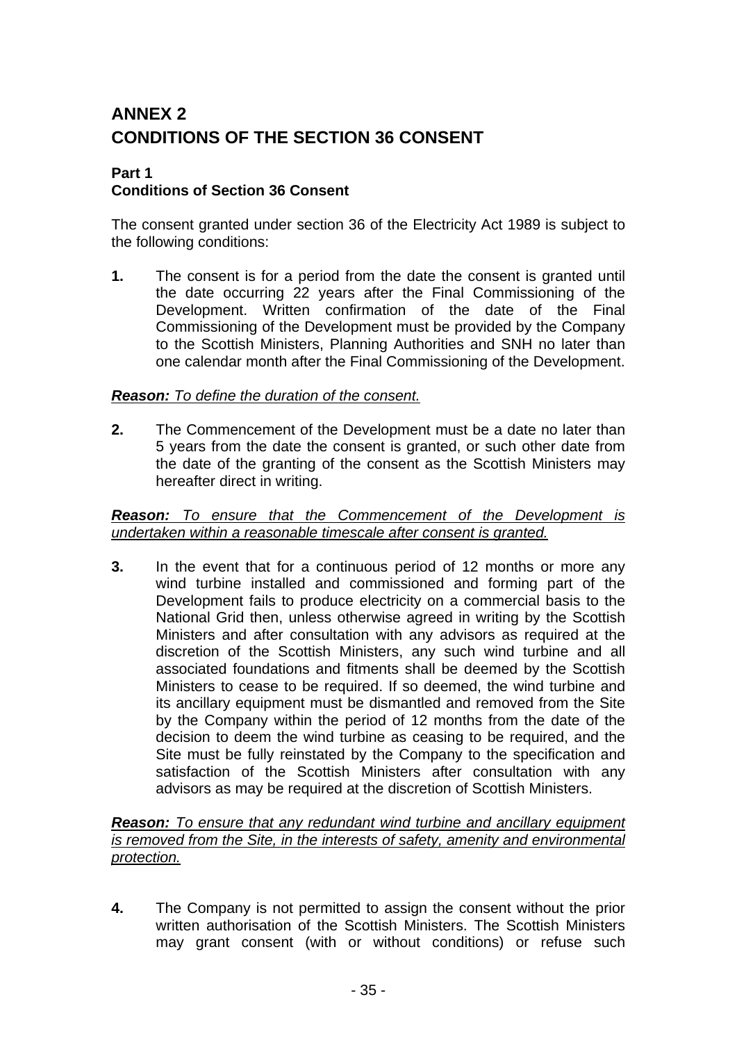# ANNEX 2
# CONDITIONS OF THE SECTION 36 CONSENT

### Part 1
### Conditions of Section 36 Consent

The consent granted under section 36 of the Electricity Act 1989 is subject to the following conditions:

**1.** The consent is for a period from the date the consent is granted until the date occurring 22 years after the Final Commissioning of the Development. Written confirmation of the date of the Final Commissioning of the Development must be provided by the Company to the Scottish Ministers, Planning Authorities and SNH no later than one calendar month after the Final Commissioning of the Development.

***Reason:*** *To define the duration of the consent.*

**2.** The Commencement of the Development must be a date no later than 5 years from the date the consent is granted, or such other date from the date of the granting of the consent as the Scottish Ministers may hereafter direct in writing.

***Reason:*** *To ensure that the Commencement of the Development is undertaken within a reasonable timescale after consent is granted.*

**3.** In the event that for a continuous period of 12 months or more any wind turbine installed and commissioned and forming part of the Development fails to produce electricity on a commercial basis to the National Grid then, unless otherwise agreed in writing by the Scottish Ministers and after consultation with any advisors as required at the discretion of the Scottish Ministers, any such wind turbine and all associated foundations and fitments shall be deemed by the Scottish Ministers to cease to be required. If so deemed, the wind turbine and its ancillary equipment must be dismantled and removed from the Site by the Company within the period of 12 months from the date of the decision to deem the wind turbine as ceasing to be required, and the Site must be fully reinstated by the Company to the specification and satisfaction of the Scottish Ministers after consultation with any advisors as may be required at the discretion of Scottish Ministers.

***Reason:*** *To ensure that any redundant wind turbine and ancillary equipment is removed from the Site, in the interests of safety, amenity and environmental protection.*

**4.** The Company is not permitted to assign the consent without the prior written authorisation of the Scottish Ministers. The Scottish Ministers may grant consent (with or without conditions) or refuse such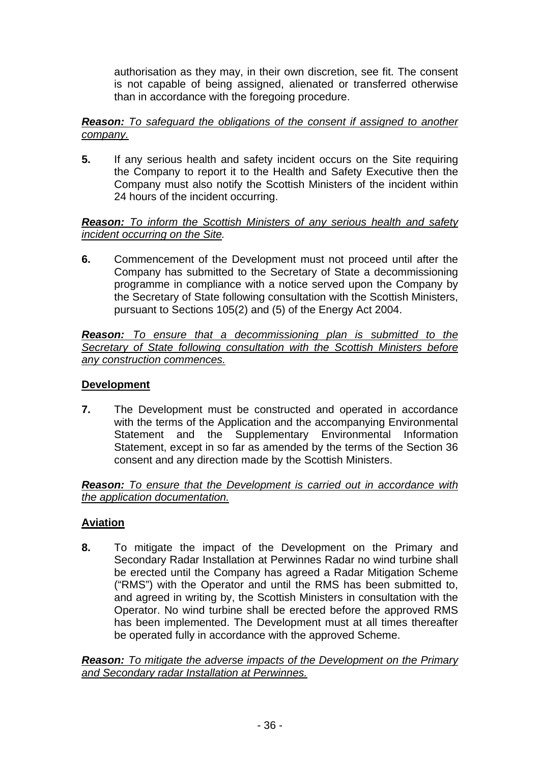authorisation as they may, in their own discretion, see fit. The consent is not capable of being assigned, alienated or transferred otherwise than in accordance with the foregoing procedure.

***Reason:*** *To safeguard the obligations of the consent if assigned to another company.*

**5.** If any serious health and safety incident occurs on the Site requiring the Company to report it to the Health and Safety Executive then the Company must also notify the Scottish Ministers of the incident within 24 hours of the incident occurring.

***Reason:*** *To inform the Scottish Ministers of any serious health and safety incident occurring on the Site.*

**6.** Commencement of the Development must not proceed until after the Company has submitted to the Secretary of State a decommissioning programme in compliance with a notice served upon the Company by the Secretary of State following consultation with the Scottish Ministers, pursuant to Sections 105(2) and (5) of the Energy Act 2004.

***Reason:*** *To ensure that a decommissioning plan is submitted to the Secretary of State following consultation with the Scottish Ministers before any construction commences.*

## Development

**7.** The Development must be constructed and operated in accordance with the terms of the Application and the accompanying Environmental Statement and the Supplementary Environmental Information Statement, except in so far as amended by the terms of the Section 36 consent and any direction made by the Scottish Ministers.

***Reason:*** *To ensure that the Development is carried out in accordance with the application documentation.*

## Aviation

**8.** To mitigate the impact of the Development on the Primary and Secondary Radar Installation at Perwinnes Radar no wind turbine shall be erected until the Company has agreed a Radar Mitigation Scheme ("RMS") with the Operator and until the RMS has been submitted to, and agreed in writing by, the Scottish Ministers in consultation with the Operator. No wind turbine shall be erected before the approved RMS has been implemented. The Development must at all times thereafter be operated fully in accordance with the approved Scheme.

***Reason:*** *To mitigate the adverse impacts of the Development on the Primary and Secondary radar Installation at Perwinnes.*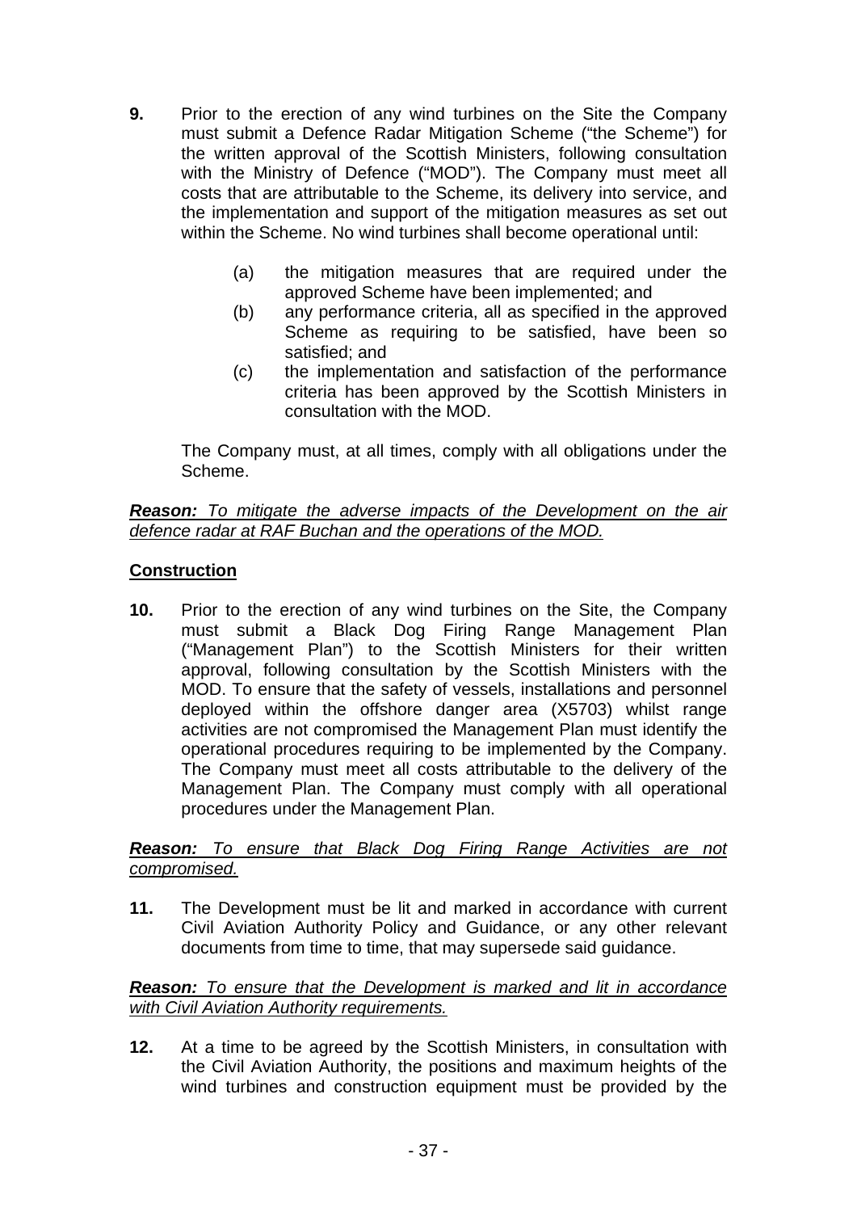**9.** Prior to the erection of any wind turbines on the Site the Company must submit a Defence Radar Mitigation Scheme ("the Scheme") for the written approval of the Scottish Ministers, following consultation with the Ministry of Defence ("MOD"). The Company must meet all costs that are attributable to the Scheme, its delivery into service, and the implementation and support of the mitigation measures as set out within the Scheme. No wind turbines shall become operational until:

(a) the mitigation measures that are required under the approved Scheme have been implemented; and

(b) any performance criteria, all as specified in the approved Scheme as requiring to be satisfied, have been so satisfied; and

(c) the implementation and satisfaction of the performance criteria has been approved by the Scottish Ministers in consultation with the MOD.

The Company must, at all times, comply with all obligations under the Scheme.

***Reason:*** *To mitigate the adverse impacts of the Development on the air defence radar at RAF Buchan and the operations of the MOD.*

**Construction**

**10.** Prior to the erection of any wind turbines on the Site, the Company must submit a Black Dog Firing Range Management Plan ("Management Plan") to the Scottish Ministers for their written approval, following consultation by the Scottish Ministers with the MOD. To ensure that the safety of vessels, installations and personnel deployed within the offshore danger area (X5703) whilst range activities are not compromised the Management Plan must identify the operational procedures requiring to be implemented by the Company. The Company must meet all costs attributable to the delivery of the Management Plan. The Company must comply with all operational procedures under the Management Plan.

***Reason:*** *To ensure that Black Dog Firing Range Activities are not compromised.*

**11.** The Development must be lit and marked in accordance with current Civil Aviation Authority Policy and Guidance, or any other relevant documents from time to time, that may supersede said guidance.

***Reason:*** *To ensure that the Development is marked and lit in accordance with Civil Aviation Authority requirements.*

**12.** At a time to be agreed by the Scottish Ministers, in consultation with the Civil Aviation Authority, the positions and maximum heights of the wind turbines and construction equipment must be provided by the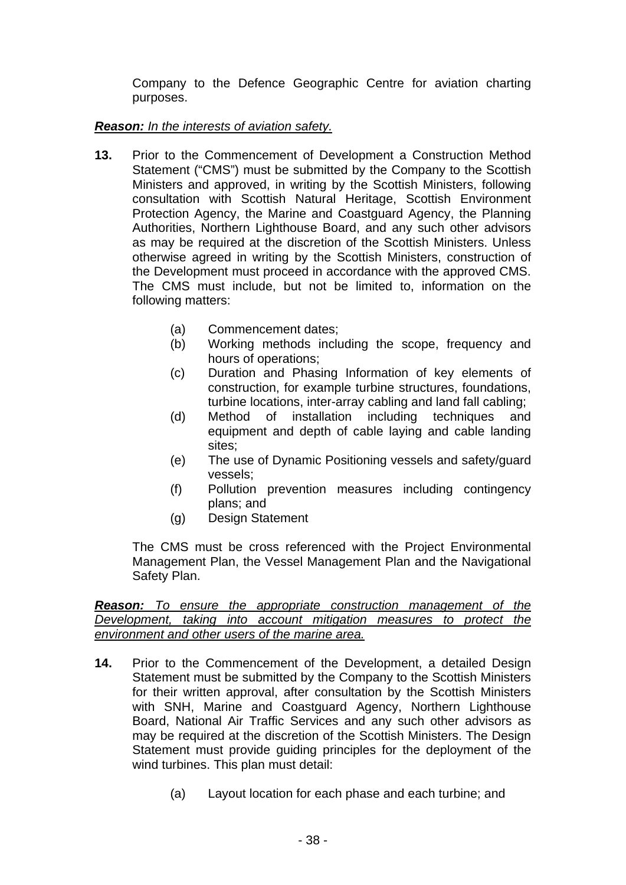Company to the Defence Geographic Centre for aviation charting purposes.

***Reason:*** *In the interests of aviation safety.*

**13.** Prior to the Commencement of Development a Construction Method Statement ("CMS") must be submitted by the Company to the Scottish Ministers and approved, in writing by the Scottish Ministers, following consultation with Scottish Natural Heritage, Scottish Environment Protection Agency, the Marine and Coastguard Agency, the Planning Authorities, Northern Lighthouse Board, and any such other advisors as may be required at the discretion of the Scottish Ministers. Unless otherwise agreed in writing by the Scottish Ministers, construction of the Development must proceed in accordance with the approved CMS. The CMS must include, but not be limited to, information on the following matters:

- (a) Commencement dates;
- (b) Working methods including the scope, frequency and hours of operations;
- (c) Duration and Phasing Information of key elements of construction, for example turbine structures, foundations, turbine locations, inter-array cabling and land fall cabling;
- (d) Method of installation including techniques and equipment and depth of cable laying and cable landing sites;
- (e) The use of Dynamic Positioning vessels and safety/guard vessels;
- (f) Pollution prevention measures including contingency plans; and
- (g) Design Statement

The CMS must be cross referenced with the Project Environmental Management Plan, the Vessel Management Plan and the Navigational Safety Plan.

***Reason:*** *To ensure the appropriate construction management of the Development, taking into account mitigation measures to protect the environment and other users of the marine area.*

**14.** Prior to the Commencement of the Development, a detailed Design Statement must be submitted by the Company to the Scottish Ministers for their written approval, after consultation by the Scottish Ministers with SNH, Marine and Coastguard Agency, Northern Lighthouse Board, National Air Traffic Services and any such other advisors as may be required at the discretion of the Scottish Ministers. The Design Statement must provide guiding principles for the deployment of the wind turbines. This plan must detail:

- (a) Layout location for each phase and each turbine; and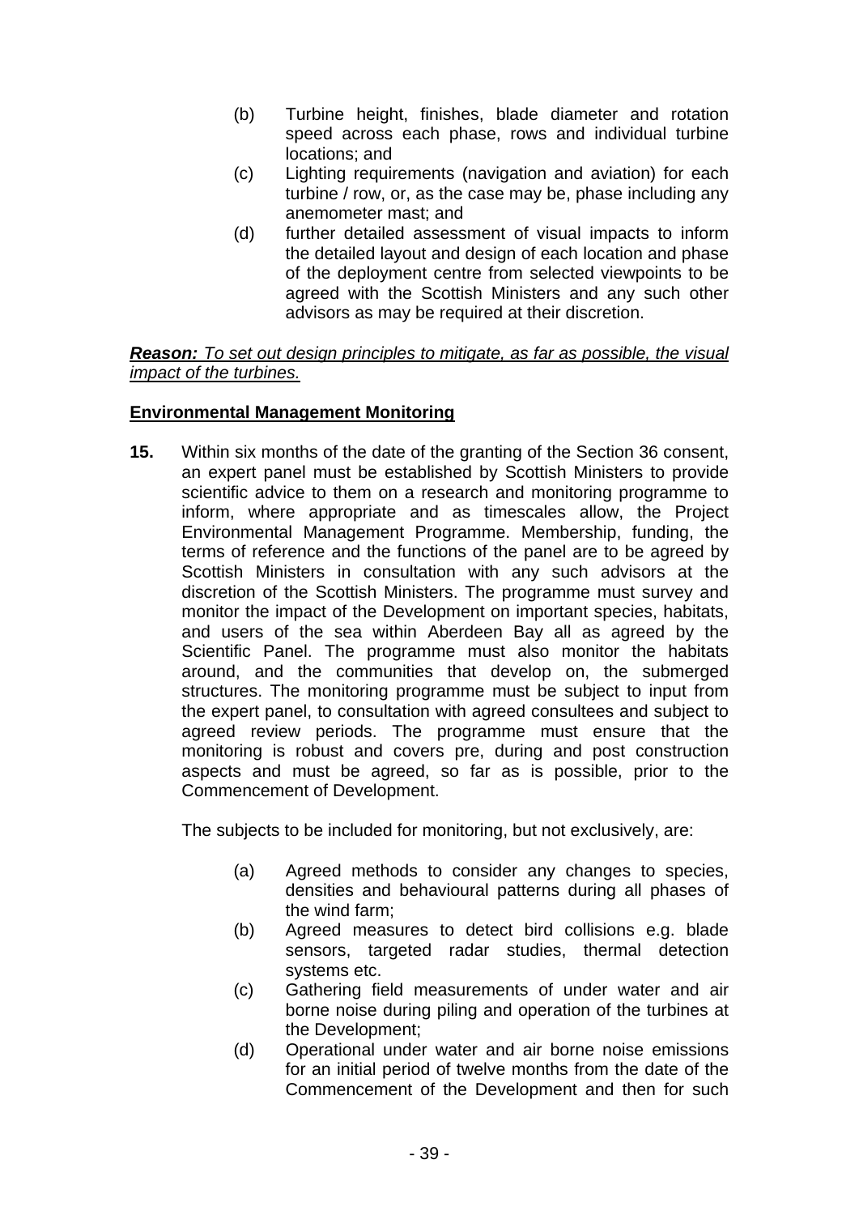(b) Turbine height, finishes, blade diameter and rotation speed across each phase, rows and individual turbine locations; and

(c) Lighting requirements (navigation and aviation) for each turbine / row, or, as the case may be, phase including any anemometer mast; and

(d) further detailed assessment of visual impacts to inform the detailed layout and design of each location and phase of the deployment centre from selected viewpoints to be agreed with the Scottish Ministers and any such other advisors as may be required at their discretion.

***Reason:*** *To set out design principles to mitigate, as far as possible, the visual impact of the turbines.*

**Environmental Management Monitoring**

**15.** Within six months of the date of the granting of the Section 36 consent, an expert panel must be established by Scottish Ministers to provide scientific advice to them on a research and monitoring programme to inform, where appropriate and as timescales allow, the Project Environmental Management Programme. Membership, funding, the terms of reference and the functions of the panel are to be agreed by Scottish Ministers in consultation with any such advisors at the discretion of the Scottish Ministers. The programme must survey and monitor the impact of the Development on important species, habitats, and users of the sea within Aberdeen Bay all as agreed by the Scientific Panel. The programme must also monitor the habitats around, and the communities that develop on, the submerged structures. The monitoring programme must be subject to input from the expert panel, to consultation with agreed consultees and subject to agreed review periods. The programme must ensure that the monitoring is robust and covers pre, during and post construction aspects and must be agreed, so far as is possible, prior to the Commencement of Development.

The subjects to be included for monitoring, but not exclusively, are:

(a) Agreed methods to consider any changes to species, densities and behavioural patterns during all phases of the wind farm;

(b) Agreed measures to detect bird collisions e.g. blade sensors, targeted radar studies, thermal detection systems etc.

(c) Gathering field measurements of under water and air borne noise during piling and operation of the turbines at the Development;

(d) Operational under water and air borne noise emissions for an initial period of twelve months from the date of the Commencement of the Development and then for such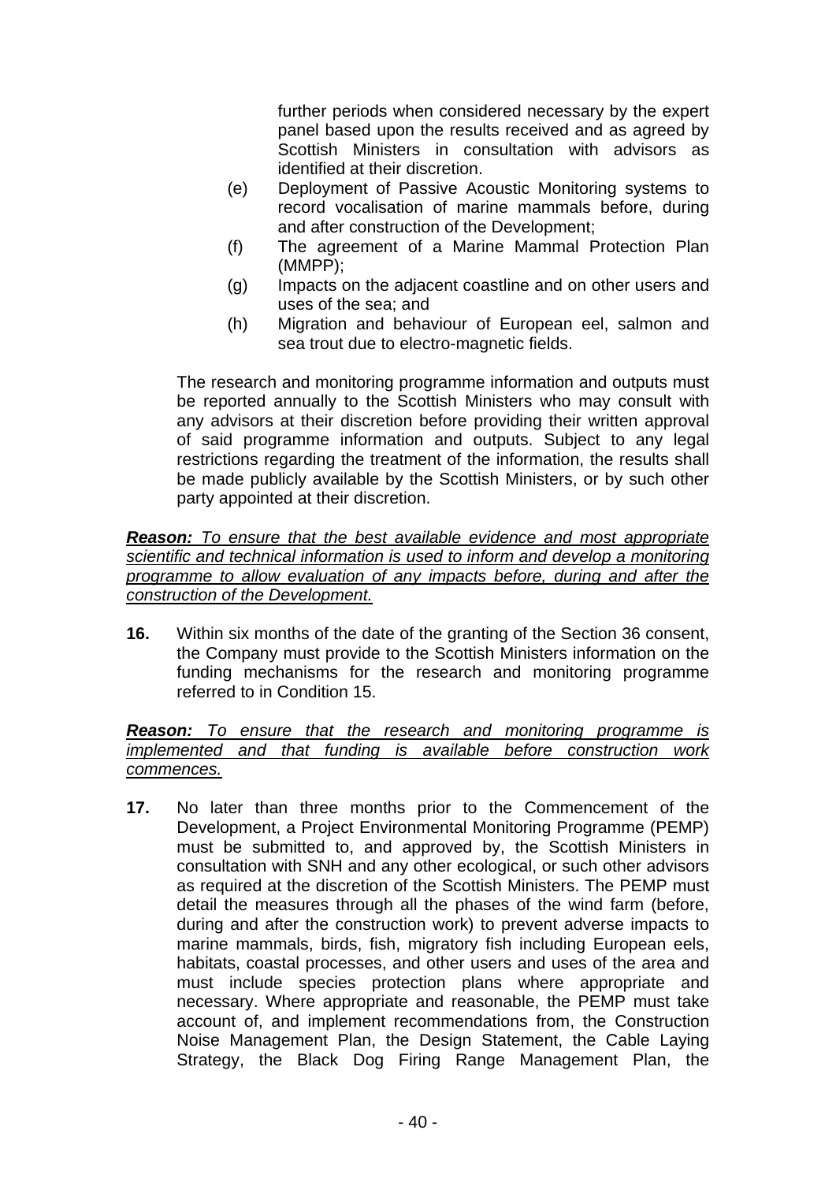further periods when considered necessary by the expert panel based upon the results received and as agreed by Scottish Ministers in consultation with advisors as identified at their discretion.

(e) Deployment of Passive Acoustic Monitoring systems to record vocalisation of marine mammals before, during and after construction of the Development;

(f) The agreement of a Marine Mammal Protection Plan (MMPP);

(g) Impacts on the adjacent coastline and on other users and uses of the sea; and

(h) Migration and behaviour of European eel, salmon and sea trout due to electro-magnetic fields.

The research and monitoring programme information and outputs must be reported annually to the Scottish Ministers who may consult with any advisors at their discretion before providing their written approval of said programme information and outputs. Subject to any legal restrictions regarding the treatment of the information, the results shall be made publicly available by the Scottish Ministers, or by such other party appointed at their discretion.

***Reason:*** *To ensure that the best available evidence and most appropriate scientific and technical information is used to inform and develop a monitoring programme to allow evaluation of any impacts before, during and after the construction of the Development.*

**16.** Within six months of the date of the granting of the Section 36 consent, the Company must provide to the Scottish Ministers information on the funding mechanisms for the research and monitoring programme referred to in Condition 15.

***Reason:*** *To ensure that the research and monitoring programme is implemented and that funding is available before construction work commences.*

**17.** No later than three months prior to the Commencement of the Development, a Project Environmental Monitoring Programme (PEMP) must be submitted to, and approved by, the Scottish Ministers in consultation with SNH and any other ecological, or such other advisors as required at the discretion of the Scottish Ministers. The PEMP must detail the measures through all the phases of the wind farm (before, during and after the construction work) to prevent adverse impacts to marine mammals, birds, fish, migratory fish including European eels, habitats, coastal processes, and other users and uses of the area and must include species protection plans where appropriate and necessary. Where appropriate and reasonable, the PEMP must take account of, and implement recommendations from, the Construction Noise Management Plan, the Design Statement, the Cable Laying Strategy, the Black Dog Firing Range Management Plan, the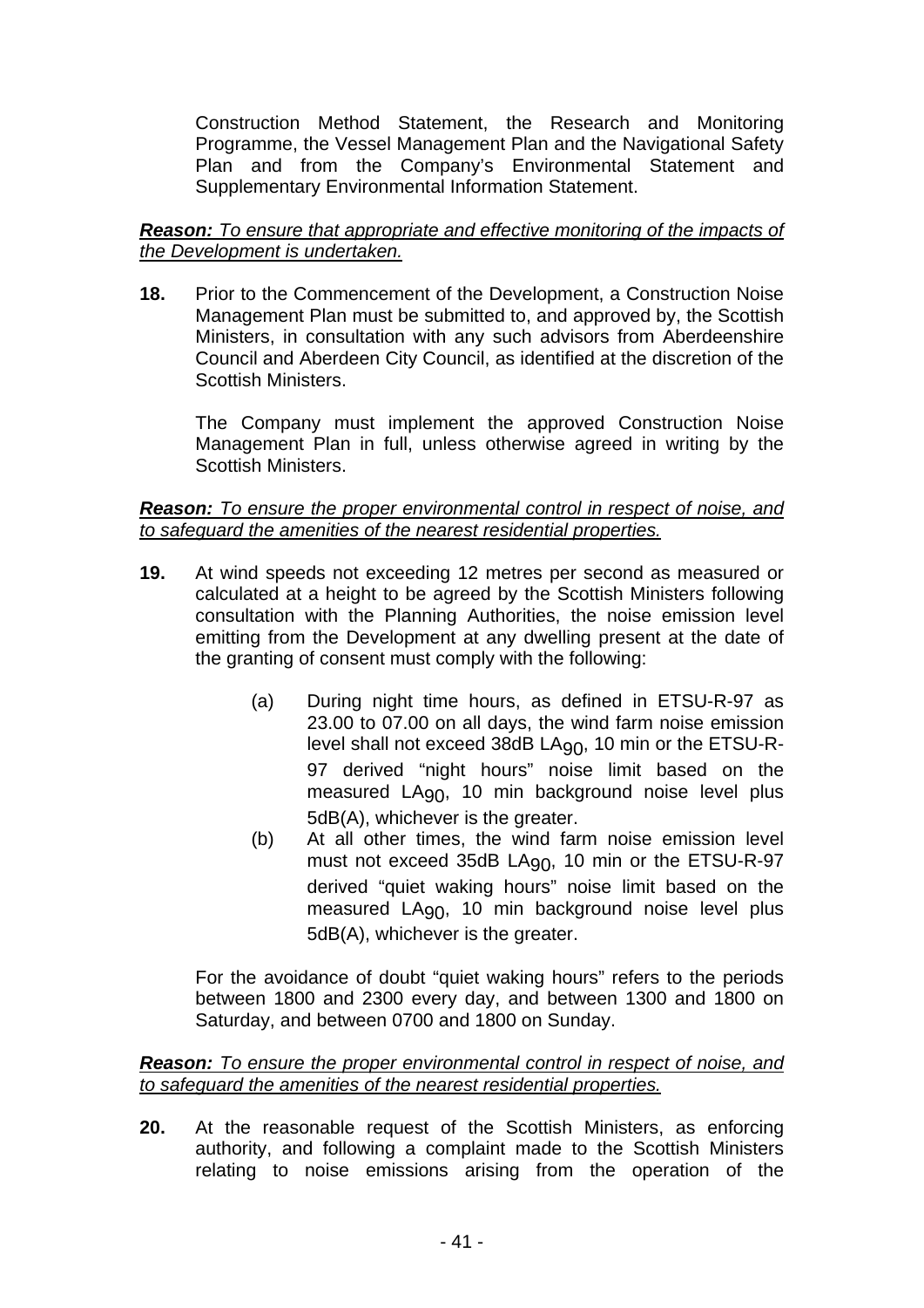Construction Method Statement, the Research and Monitoring Programme, the Vessel Management Plan and the Navigational Safety Plan and from the Company's Environmental Statement and Supplementary Environmental Information Statement.

***Reason:*** *To ensure that appropriate and effective monitoring of the impacts of the Development is undertaken.*

**18.** Prior to the Commencement of the Development, a Construction Noise Management Plan must be submitted to, and approved by, the Scottish Ministers, in consultation with any such advisors from Aberdeenshire Council and Aberdeen City Council, as identified at the discretion of the Scottish Ministers.

The Company must implement the approved Construction Noise Management Plan in full, unless otherwise agreed in writing by the Scottish Ministers.

***Reason:*** *To ensure the proper environmental control in respect of noise, and to safeguard the amenities of the nearest residential properties.*

**19.** At wind speeds not exceeding 12 metres per second as measured or calculated at a height to be agreed by the Scottish Ministers following consultation with the Planning Authorities, the noise emission level emitting from the Development at any dwelling present at the date of the granting of consent must comply with the following:

(a) During night time hours, as defined in ETSU-R-97 as 23.00 to 07.00 on all days, the wind farm noise emission level shall not exceed 38dB $LA_{90}$, 10 min or the ETSU-R-97 derived "night hours" noise limit based on the measured $LA_{90}$, 10 min background noise level plus 5dB(A), whichever is the greater.

(b) At all other times, the wind farm noise emission level must not exceed 35dB $LA_{90}$, 10 min or the ETSU-R-97 derived "quiet waking hours" noise limit based on the measured $LA_{90}$, 10 min background noise level plus 5dB(A), whichever is the greater.

For the avoidance of doubt "quiet waking hours" refers to the periods between 1800 and 2300 every day, and between 1300 and 1800 on Saturday, and between 0700 and 1800 on Sunday.

***Reason:*** *To ensure the proper environmental control in respect of noise, and to safeguard the amenities of the nearest residential properties.*

**20.** At the reasonable request of the Scottish Ministers, as enforcing authority, and following a complaint made to the Scottish Ministers relating to noise emissions arising from the operation of the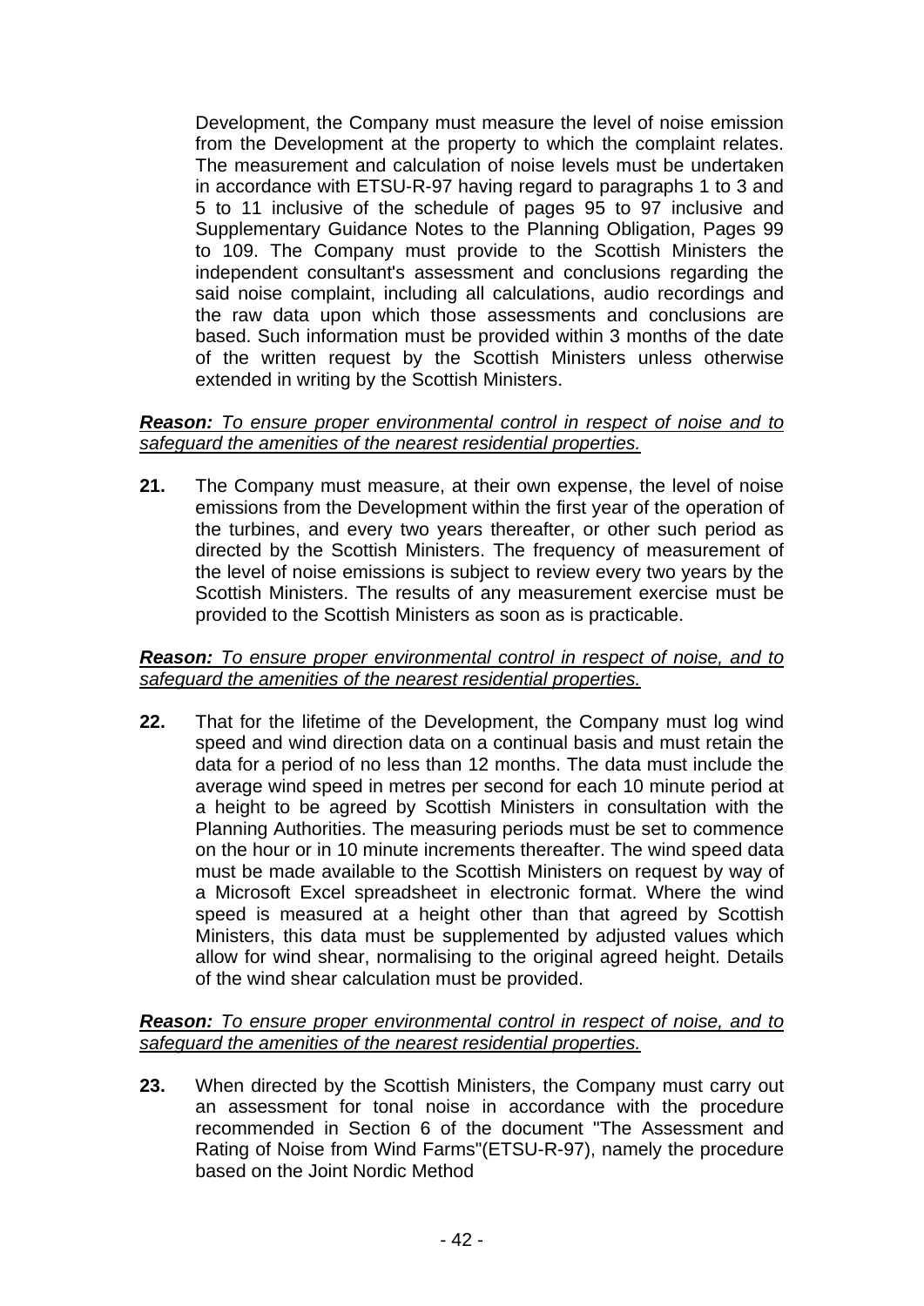Development, the Company must measure the level of noise emission from the Development at the property to which the complaint relates. The measurement and calculation of noise levels must be undertaken in accordance with ETSU-R-97 having regard to paragraphs 1 to 3 and 5 to 11 inclusive of the schedule of pages 95 to 97 inclusive and Supplementary Guidance Notes to the Planning Obligation, Pages 99 to 109. The Company must provide to the Scottish Ministers the independent consultant's assessment and conclusions regarding the said noise complaint, including all calculations, audio recordings and the raw data upon which those assessments and conclusions are based. Such information must be provided within 3 months of the date of the written request by the Scottish Ministers unless otherwise extended in writing by the Scottish Ministers.

***Reason:*** *To ensure proper environmental control in respect of noise and to safeguard the amenities of the nearest residential properties.*

**21.** The Company must measure, at their own expense, the level of noise emissions from the Development within the first year of the operation of the turbines, and every two years thereafter, or other such period as directed by the Scottish Ministers. The frequency of measurement of the level of noise emissions is subject to review every two years by the Scottish Ministers. The results of any measurement exercise must be provided to the Scottish Ministers as soon as is practicable.

***Reason:*** *To ensure proper environmental control in respect of noise, and to safeguard the amenities of the nearest residential properties.*

**22.** That for the lifetime of the Development, the Company must log wind speed and wind direction data on a continual basis and must retain the data for a period of no less than 12 months. The data must include the average wind speed in metres per second for each 10 minute period at a height to be agreed by Scottish Ministers in consultation with the Planning Authorities. The measuring periods must be set to commence on the hour or in 10 minute increments thereafter. The wind speed data must be made available to the Scottish Ministers on request by way of a Microsoft Excel spreadsheet in electronic format. Where the wind speed is measured at a height other than that agreed by Scottish Ministers, this data must be supplemented by adjusted values which allow for wind shear, normalising to the original agreed height. Details of the wind shear calculation must be provided.

***Reason:*** *To ensure proper environmental control in respect of noise, and to safeguard the amenities of the nearest residential properties.*

**23.** When directed by the Scottish Ministers, the Company must carry out an assessment for tonal noise in accordance with the procedure recommended in Section 6 of the document "The Assessment and Rating of Noise from Wind Farms"(ETSU-R-97), namely the procedure based on the Joint Nordic Method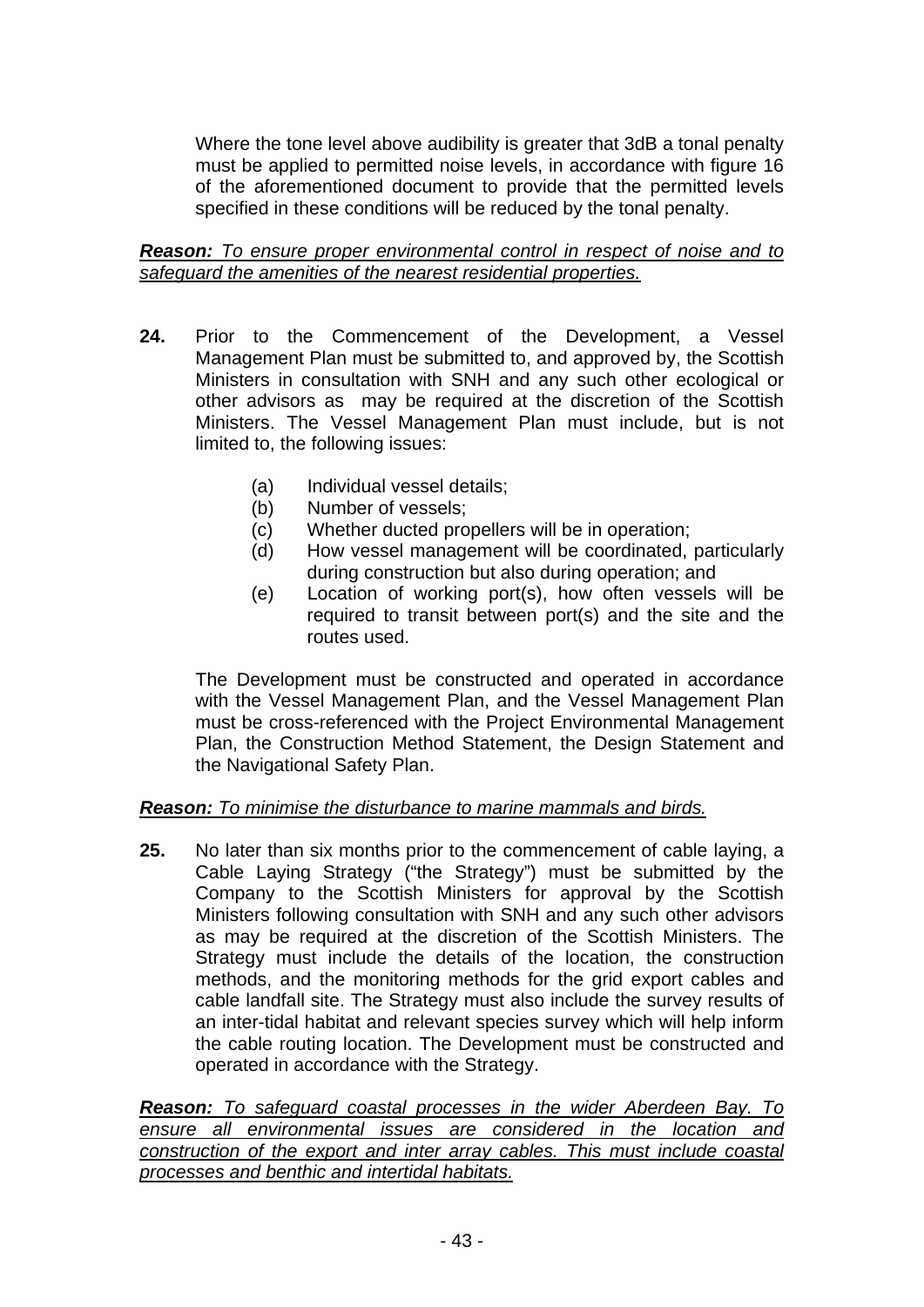Where the tone level above audibility is greater that 3dB a tonal penalty must be applied to permitted noise levels, in accordance with figure 16 of the aforementioned document to provide that the permitted levels specified in these conditions will be reduced by the tonal penalty.

***Reason:** To ensure proper environmental control in respect of noise and to safeguard the amenities of the nearest residential properties.*

**24.** Prior to the Commencement of the Development, a Vessel Management Plan must be submitted to, and approved by, the Scottish Ministers in consultation with SNH and any such other ecological or other advisors as may be required at the discretion of the Scottish Ministers. The Vessel Management Plan must include, but is not limited to, the following issues:

- (a) Individual vessel details;
- (b) Number of vessels;
- (c) Whether ducted propellers will be in operation;
- (d) How vessel management will be coordinated, particularly during construction but also during operation; and
- (e) Location of working port(s), how often vessels will be required to transit between port(s) and the site and the routes used.

The Development must be constructed and operated in accordance with the Vessel Management Plan, and the Vessel Management Plan must be cross-referenced with the Project Environmental Management Plan, the Construction Method Statement, the Design Statement and the Navigational Safety Plan.

***Reason:** To minimise the disturbance to marine mammals and birds.*

**25.** No later than six months prior to the commencement of cable laying, a Cable Laying Strategy ("the Strategy") must be submitted by the Company to the Scottish Ministers for approval by the Scottish Ministers following consultation with SNH and any such other advisors as may be required at the discretion of the Scottish Ministers. The Strategy must include the details of the location, the construction methods, and the monitoring methods for the grid export cables and cable landfall site. The Strategy must also include the survey results of an inter-tidal habitat and relevant species survey which will help inform the cable routing location. The Development must be constructed and operated in accordance with the Strategy.

***Reason:** To safeguard coastal processes in the wider Aberdeen Bay. To ensure all environmental issues are considered in the location and construction of the export and inter array cables. This must include coastal processes and benthic and intertidal habitats.*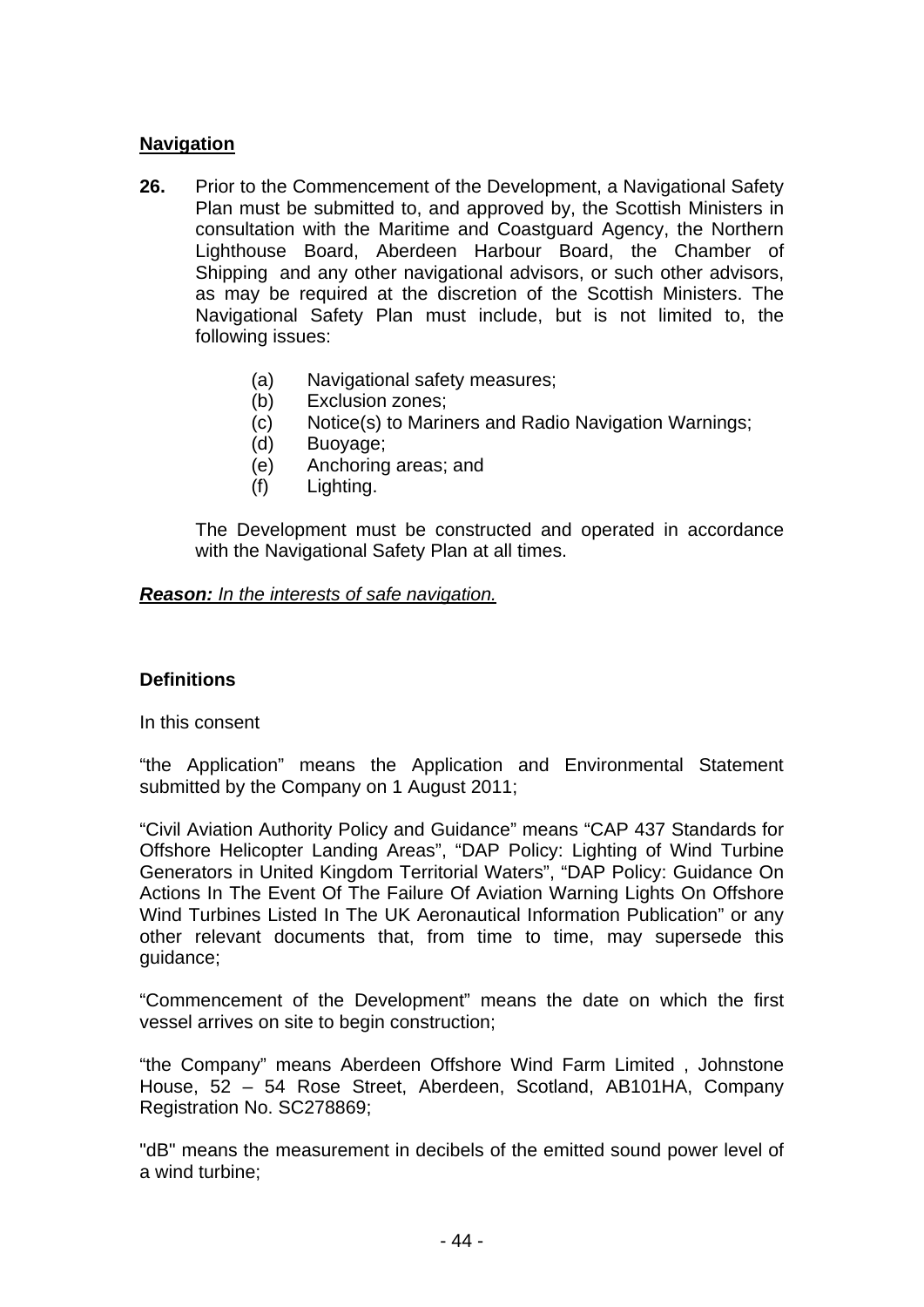**Navigation**

**26.** Prior to the Commencement of the Development, a Navigational Safety Plan must be submitted to, and approved by, the Scottish Ministers in consultation with the Maritime and Coastguard Agency, the Northern Lighthouse Board, Aberdeen Harbour Board, the Chamber of Shipping and any other navigational advisors, or such other advisors, as may be required at the discretion of the Scottish Ministers. The Navigational Safety Plan must include, but is not limited to, the following issues:

- (a) Navigational safety measures;
- (b) Exclusion zones;
- (c) Notice(s) to Mariners and Radio Navigation Warnings;
- (d) Buoyage;
- (e) Anchoring areas; and
- (f) Lighting.

The Development must be constructed and operated in accordance with the Navigational Safety Plan at all times.

***Reason:*** *In the interests of safe navigation.*

**Definitions**

In this consent

“the Application” means the Application and Environmental Statement submitted by the Company on 1 August 2011;

“Civil Aviation Authority Policy and Guidance” means “CAP 437 Standards for Offshore Helicopter Landing Areas”, “DAP Policy: Lighting of Wind Turbine Generators in United Kingdom Territorial Waters”, “DAP Policy: Guidance On Actions In The Event Of The Failure Of Aviation Warning Lights On Offshore Wind Turbines Listed In The UK Aeronautical Information Publication” or any other relevant documents that, from time to time, may supersede this guidance;

“Commencement of the Development” means the date on which the first vessel arrives on site to begin construction;

“the Company” means Aberdeen Offshore Wind Farm Limited , Johnstone House, 52 – 54 Rose Street, Aberdeen, Scotland, AB101HA, Company Registration No. SC278869;

"dB" means the measurement in decibels of the emitted sound power level of a wind turbine;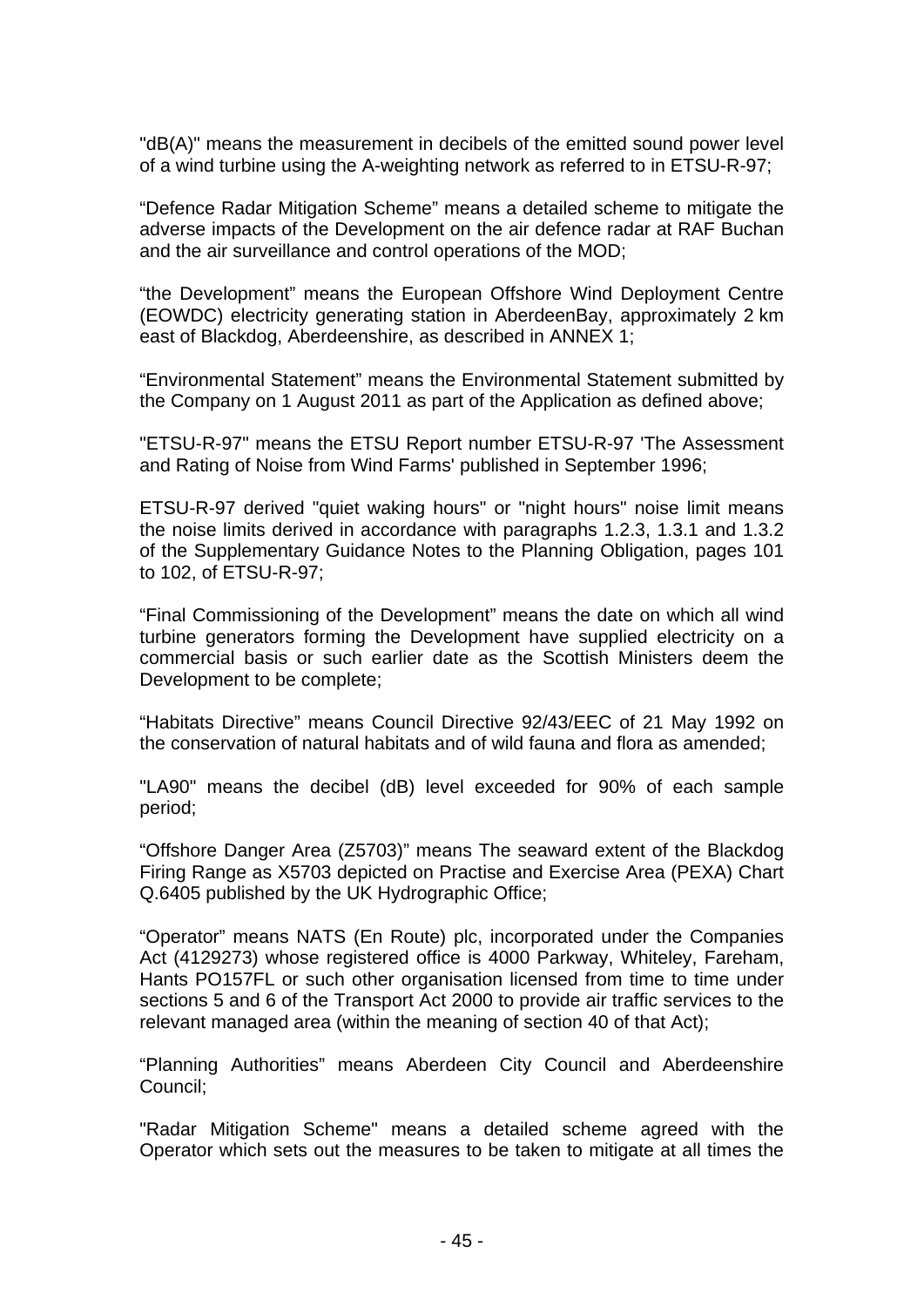"dB(A)" means the measurement in decibels of the emitted sound power level of a wind turbine using the A-weighting network as referred to in ETSU-R-97;

“Defence Radar Mitigation Scheme” means a detailed scheme to mitigate the adverse impacts of the Development on the air defence radar at RAF Buchan and the air surveillance and control operations of the MOD;

“the Development” means the European Offshore Wind Deployment Centre (EOWDC) electricity generating station in AberdeenBay, approximately 2 km east of Blackdog, Aberdeenshire, as described in ANNEX 1;

“Environmental Statement” means the Environmental Statement submitted by the Company on 1 August 2011 as part of the Application as defined above;

"ETSU-R-97" means the ETSU Report number ETSU-R-97 'The Assessment and Rating of Noise from Wind Farms' published in September 1996;

ETSU-R-97 derived "quiet waking hours" or "night hours" noise limit means the noise limits derived in accordance with paragraphs 1.2.3, 1.3.1 and 1.3.2 of the Supplementary Guidance Notes to the Planning Obligation, pages 101 to 102, of ETSU-R-97;

“Final Commissioning of the Development” means the date on which all wind turbine generators forming the Development have supplied electricity on a commercial basis or such earlier date as the Scottish Ministers deem the Development to be complete;

“Habitats Directive” means Council Directive 92/43/EEC of 21 May 1992 on the conservation of natural habitats and of wild fauna and flora as amended;

"LA90" means the decibel (dB) level exceeded for 90% of each sample period;

“Offshore Danger Area (Z5703)” means The seaward extent of the Blackdog Firing Range as X5703 depicted on Practise and Exercise Area (PEXA) Chart Q.6405 published by the UK Hydrographic Office;

“Operator” means NATS (En Route) plc, incorporated under the Companies Act (4129273) whose registered office is 4000 Parkway, Whiteley, Fareham, Hants PO157FL or such other organisation licensed from time to time under sections 5 and 6 of the Transport Act 2000 to provide air traffic services to the relevant managed area (within the meaning of section 40 of that Act);

“Planning Authorities” means Aberdeen City Council and Aberdeenshire Council;

"Radar Mitigation Scheme" means a detailed scheme agreed with the Operator which sets out the measures to be taken to mitigate at all times the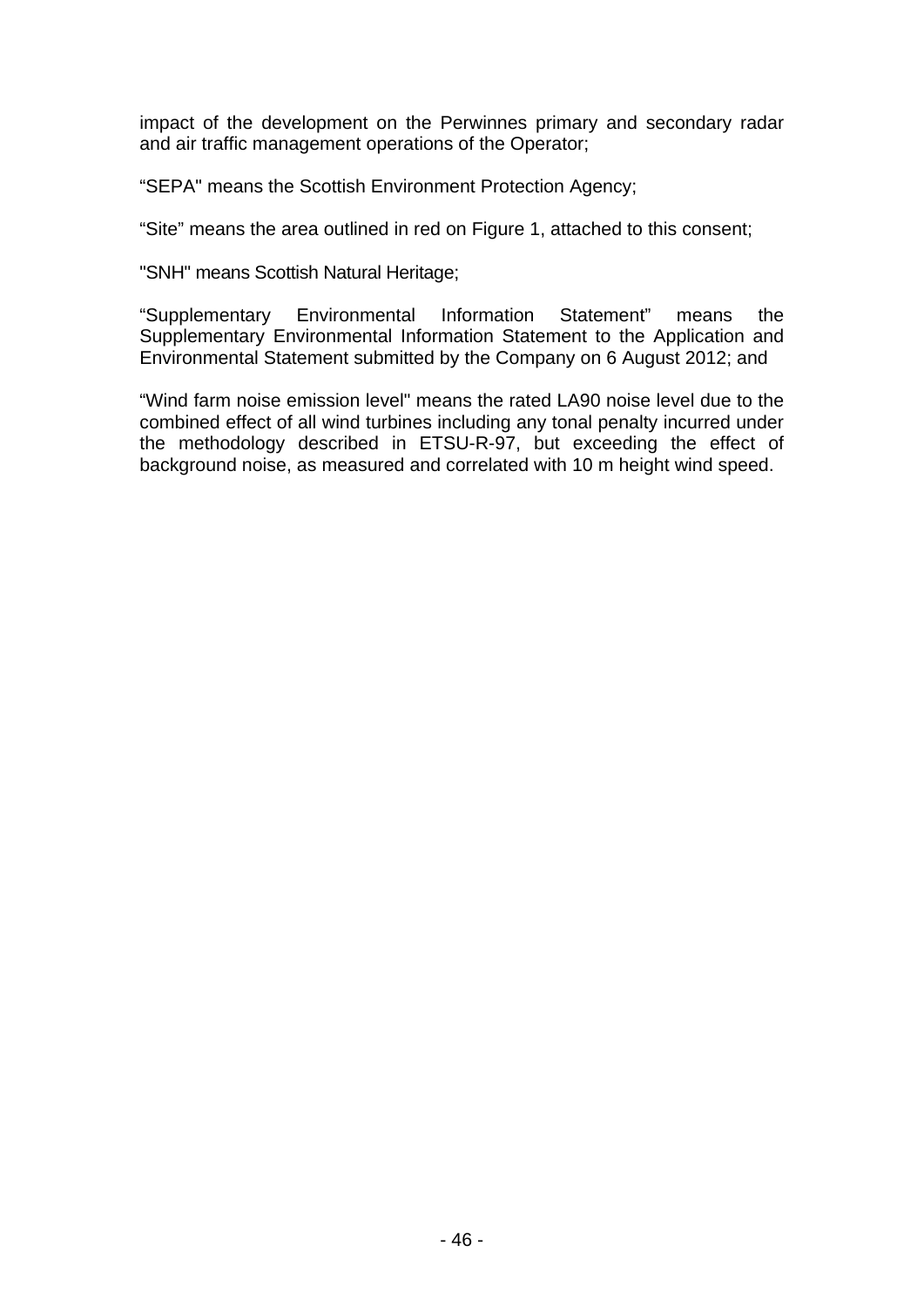impact of the development on the Perwinnes primary and secondary radar and air traffic management operations of the Operator;

“SEPA" means the Scottish Environment Protection Agency;

“Site” means the area outlined in red on Figure 1, attached to this consent;

"SNH" means Scottish Natural Heritage;

“Supplementary Environmental Information Statement” means the Supplementary Environmental Information Statement to the Application and Environmental Statement submitted by the Company on 6 August 2012; and

“Wind farm noise emission level" means the rated LA90 noise level due to the combined effect of all wind turbines including any tonal penalty incurred under the methodology described in ETSU-R-97, but exceeding the effect of background noise, as measured and correlated with 10 m height wind speed.